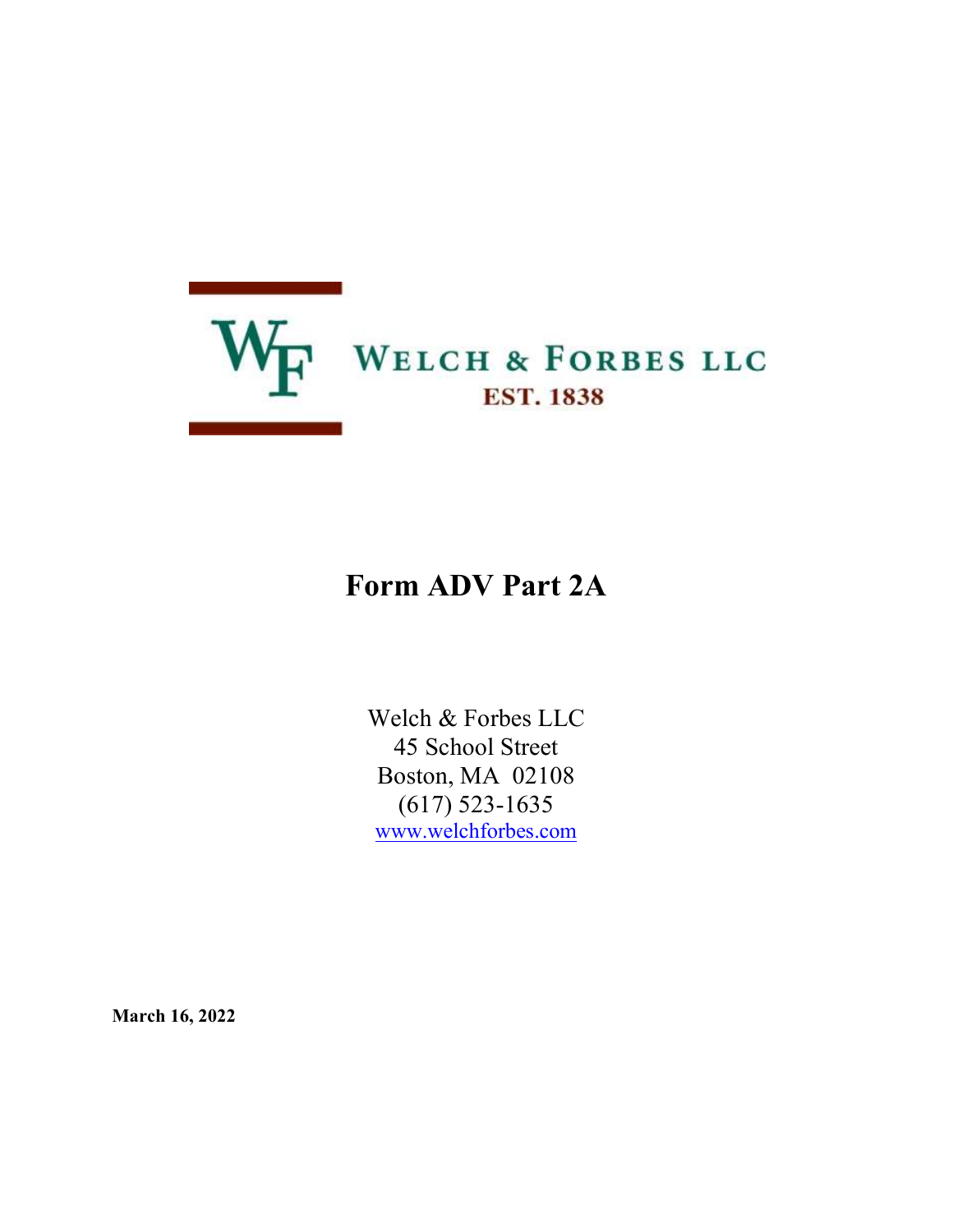WELCH & FORBES LLC

EST. 1838

# Form ADV Part 2A

Welch & Forbes LLC
45 School Street
Boston, MA 02108
(617) 523-1635
www.welchforbes.com

**March 16, 2022**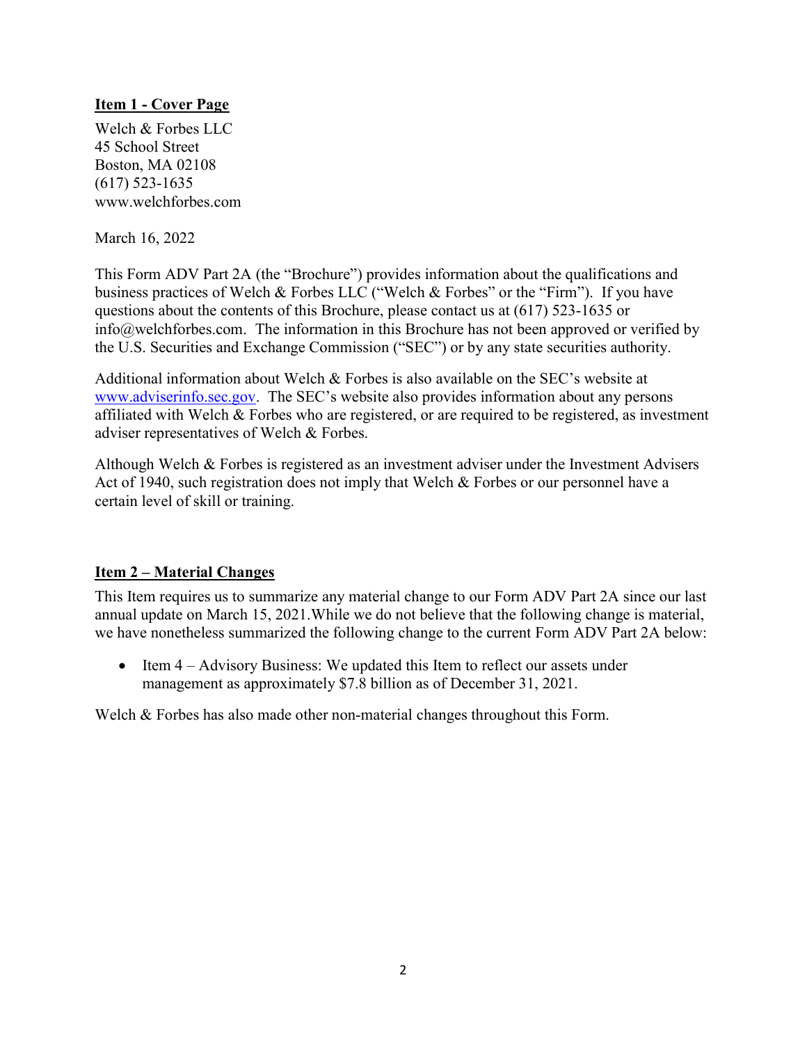## Item 1 - Cover Page

Welch & Forbes LLC
45 School Street
Boston, MA 02108
(617) 523-1635
www.welchforbes.com

March 16, 2022

This Form ADV Part 2A (the "Brochure") provides information about the qualifications and business practices of Welch & Forbes LLC ("Welch & Forbes" or the "Firm"). If you have questions about the contents of this Brochure, please contact us at (617) 523-1635 or info@welchforbes.com. The information in this Brochure has not been approved or verified by the U.S. Securities and Exchange Commission ("SEC") or by any state securities authority.

Additional information about Welch & Forbes is also available on the SEC's website at www.adviserinfo.sec.gov. The SEC's website also provides information about any persons affiliated with Welch & Forbes who are registered, or are required to be registered, as investment adviser representatives of Welch & Forbes.

Although Welch & Forbes is registered as an investment adviser under the Investment Advisers Act of 1940, such registration does not imply that Welch & Forbes or our personnel have a certain level of skill or training.

## Item 2 – Material Changes

This Item requires us to summarize any material change to our Form ADV Part 2A since our last annual update on March 15, 2021.While we do not believe that the following change is material, we have nonetheless summarized the following change to the current Form ADV Part 2A below:

- Item 4 – Advisory Business: We updated this Item to reflect our assets under management as approximately $7.8 billion as of December 31, 2021.

Welch & Forbes has also made other non-material changes throughout this Form.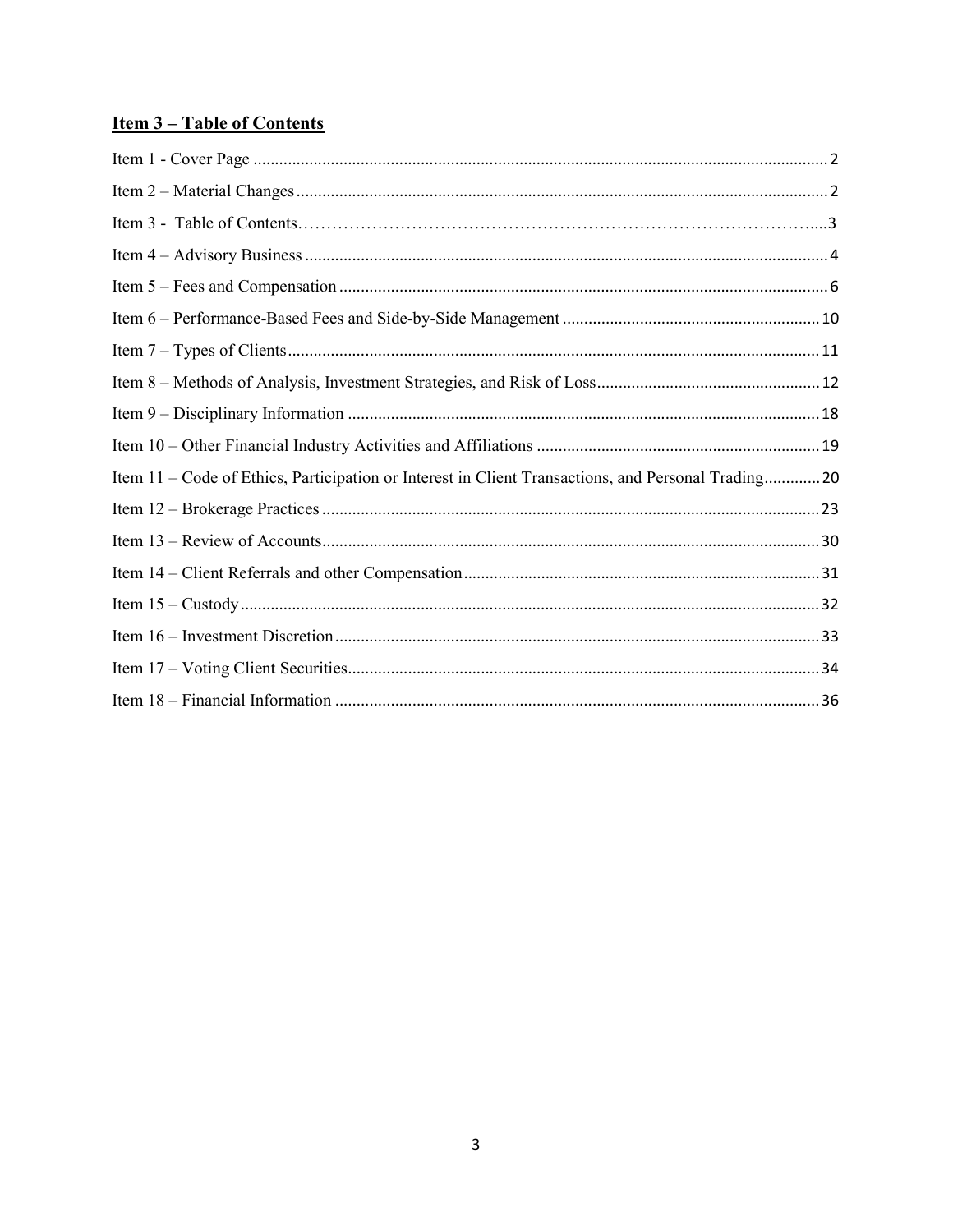## Item 3 – Table of Contents

Item 1 - Cover Page ..................................................................................................................................... 2

Item 2 – Material Changes ........................................................................................................................... 2

Item 3 - Table of Contents………………………………………………………………………………....3

Item 4 – Advisory Business ......................................................................................................................... 4

Item 5 – Fees and Compensation ................................................................................................................. 6

Item 6 – Performance-Based Fees and Side-by-Side Management ............................................................ 10

Item 7 – Types of Clients ........................................................................................................................... 11

Item 8 – Methods of Analysis, Investment Strategies, and Risk of Loss .................................................... 12

Item 9 – Disciplinary Information .............................................................................................................. 18

Item 10 – Other Financial Industry Activities and Affiliations .................................................................. 19

Item 11 – Code of Ethics, Participation or Interest in Client Transactions, and Personal Trading ............. 20

Item 12 – Brokerage Practices .................................................................................................................... 23

Item 13 – Review of Accounts .................................................................................................................... 30

Item 14 – Client Referrals and other Compensation ................................................................................... 31

Item 15 – Custody ....................................................................................................................................... 32

Item 16 – Investment Discretion ................................................................................................................. 33

Item 17 – Voting Client Securities .............................................................................................................. 34

Item 18 – Financial Information ................................................................................................................. 36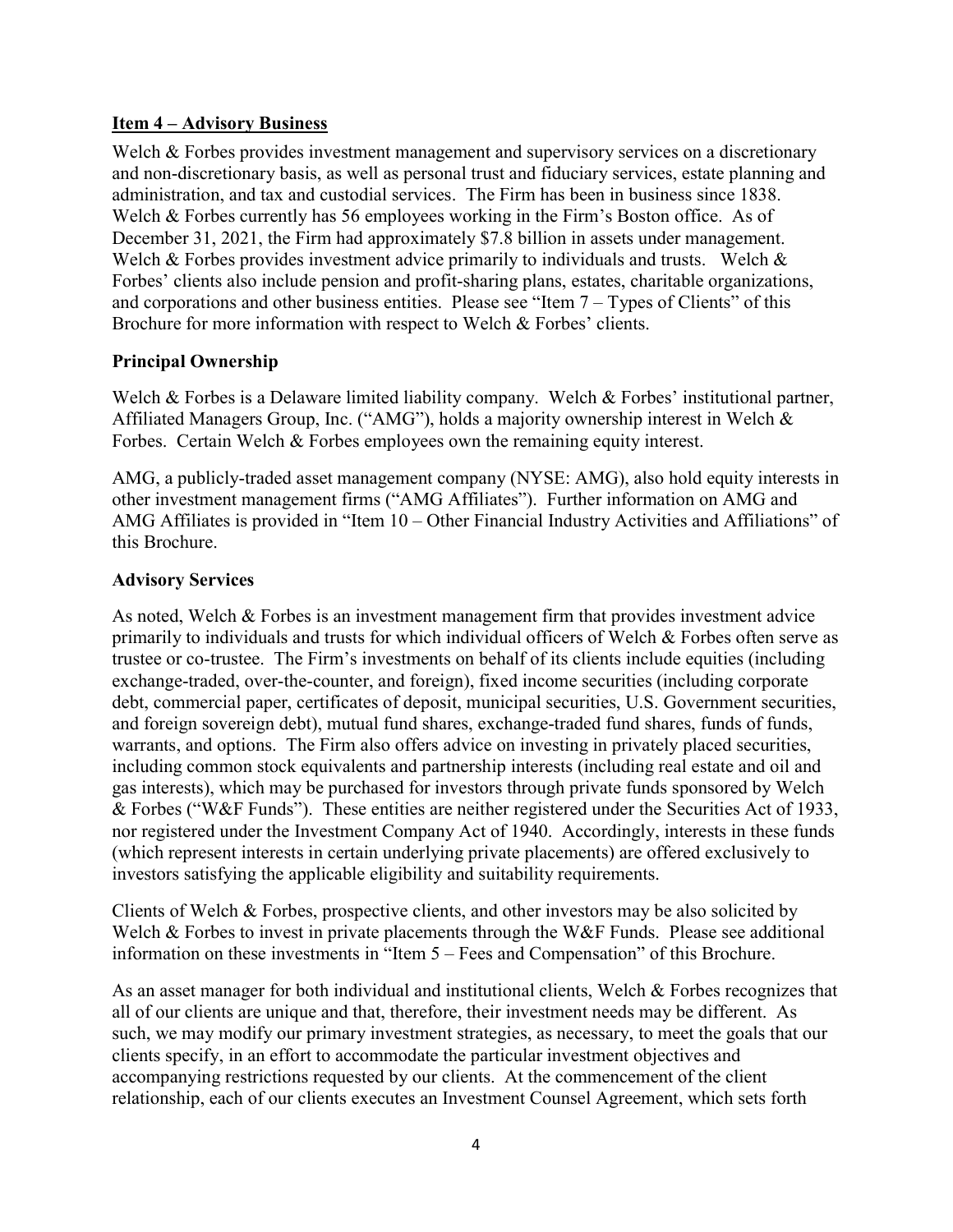## Item 4 – Advisory Business

Welch & Forbes provides investment management and supervisory services on a discretionary and non-discretionary basis, as well as personal trust and fiduciary services, estate planning and administration, and tax and custodial services. The Firm has been in business since 1838. Welch & Forbes currently has 56 employees working in the Firm's Boston office. As of December 31, 2021, the Firm had approximately $7.8 billion in assets under management. Welch & Forbes provides investment advice primarily to individuals and trusts. Welch & Forbes' clients also include pension and profit-sharing plans, estates, charitable organizations, and corporations and other business entities. Please see "Item 7 – Types of Clients" of this Brochure for more information with respect to Welch & Forbes' clients.

### Principal Ownership

Welch & Forbes is a Delaware limited liability company. Welch & Forbes' institutional partner, Affiliated Managers Group, Inc. ("AMG"), holds a majority ownership interest in Welch & Forbes. Certain Welch & Forbes employees own the remaining equity interest.

AMG, a publicly-traded asset management company (NYSE: AMG), also hold equity interests in other investment management firms ("AMG Affiliates"). Further information on AMG and AMG Affiliates is provided in "Item 10 – Other Financial Industry Activities and Affiliations" of this Brochure.

### Advisory Services

As noted, Welch & Forbes is an investment management firm that provides investment advice primarily to individuals and trusts for which individual officers of Welch & Forbes often serve as trustee or co-trustee. The Firm's investments on behalf of its clients include equities (including exchange-traded, over-the-counter, and foreign), fixed income securities (including corporate debt, commercial paper, certificates of deposit, municipal securities, U.S. Government securities, and foreign sovereign debt), mutual fund shares, exchange-traded fund shares, funds of funds, warrants, and options. The Firm also offers advice on investing in privately placed securities, including common stock equivalents and partnership interests (including real estate and oil and gas interests), which may be purchased for investors through private funds sponsored by Welch & Forbes ("W&F Funds"). These entities are neither registered under the Securities Act of 1933, nor registered under the Investment Company Act of 1940. Accordingly, interests in these funds (which represent interests in certain underlying private placements) are offered exclusively to investors satisfying the applicable eligibility and suitability requirements.

Clients of Welch & Forbes, prospective clients, and other investors may be also solicited by Welch & Forbes to invest in private placements through the W&F Funds. Please see additional information on these investments in "Item 5 – Fees and Compensation" of this Brochure.

As an asset manager for both individual and institutional clients, Welch & Forbes recognizes that all of our clients are unique and that, therefore, their investment needs may be different. As such, we may modify our primary investment strategies, as necessary, to meet the goals that our clients specify, in an effort to accommodate the particular investment objectives and accompanying restrictions requested by our clients. At the commencement of the client relationship, each of our clients executes an Investment Counsel Agreement, which sets forth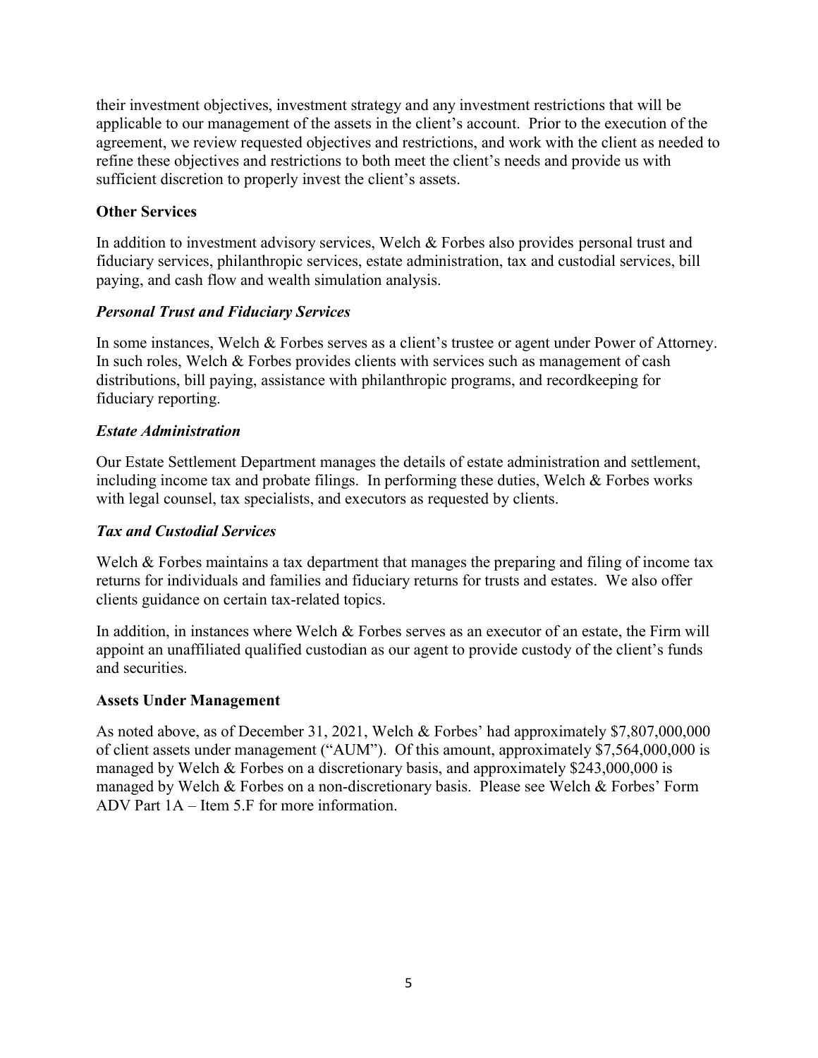their investment objectives, investment strategy and any investment restrictions that will be applicable to our management of the assets in the client's account. Prior to the execution of the agreement, we review requested objectives and restrictions, and work with the client as needed to refine these objectives and restrictions to both meet the client's needs and provide us with sufficient discretion to properly invest the client's assets.

## Other Services

In addition to investment advisory services, Welch & Forbes also provides personal trust and fiduciary services, philanthropic services, estate administration, tax and custodial services, bill paying, and cash flow and wealth simulation analysis.

### *Personal Trust and Fiduciary Services*

In some instances, Welch & Forbes serves as a client's trustee or agent under Power of Attorney. In such roles, Welch & Forbes provides clients with services such as management of cash distributions, bill paying, assistance with philanthropic programs, and recordkeeping for fiduciary reporting.

### *Estate Administration*

Our Estate Settlement Department manages the details of estate administration and settlement, including income tax and probate filings. In performing these duties, Welch & Forbes works with legal counsel, tax specialists, and executors as requested by clients.

### *Tax and Custodial Services*

Welch & Forbes maintains a tax department that manages the preparing and filing of income tax returns for individuals and families and fiduciary returns for trusts and estates. We also offer clients guidance on certain tax-related topics.

In addition, in instances where Welch & Forbes serves as an executor of an estate, the Firm will appoint an unaffiliated qualified custodian as our agent to provide custody of the client's funds and securities.

## Assets Under Management

As noted above, as of December 31, 2021, Welch & Forbes' had approximately $7,807,000,000 of client assets under management ("AUM"). Of this amount, approximately $7,564,000,000 is managed by Welch & Forbes on a discretionary basis, and approximately $243,000,000 is managed by Welch & Forbes on a non-discretionary basis. Please see Welch & Forbes' Form ADV Part 1A – Item 5.F for more information.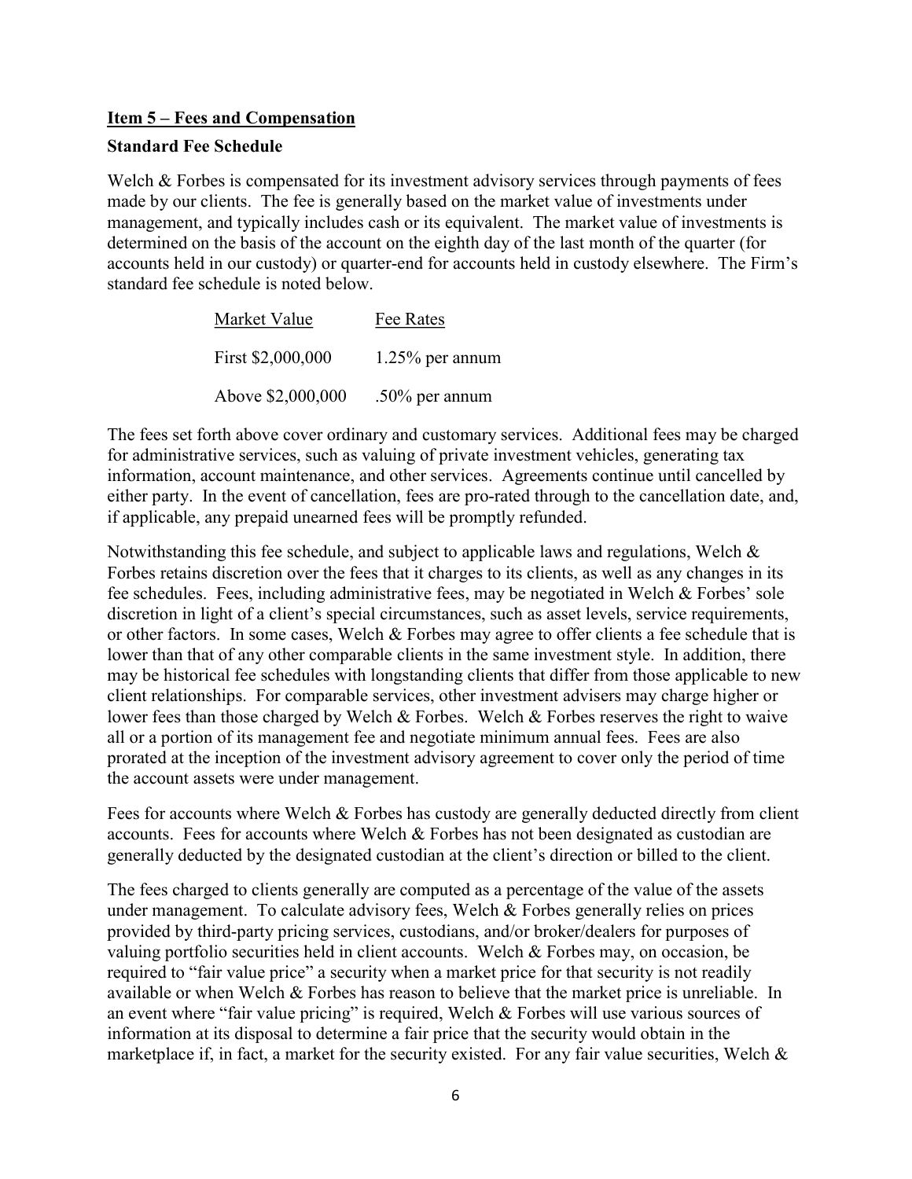## Item 5 – Fees and Compensation

### Standard Fee Schedule

Welch & Forbes is compensated for its investment advisory services through payments of fees made by our clients. The fee is generally based on the market value of investments under management, and typically includes cash or its equivalent. The market value of investments is determined on the basis of the account on the eighth day of the last month of the quarter (for accounts held in our custody) or quarter-end for accounts held in custody elsewhere. The Firm's standard fee schedule is noted below.

| Market Value | Fee Rates |
| --- | --- |
| First $2,000,000 | 1.25% per annum |
| Above $2,000,000 | .50% per annum |

The fees set forth above cover ordinary and customary services. Additional fees may be charged for administrative services, such as valuing of private investment vehicles, generating tax information, account maintenance, and other services. Agreements continue until cancelled by either party. In the event of cancellation, fees are pro-rated through to the cancellation date, and, if applicable, any prepaid unearned fees will be promptly refunded.

Notwithstanding this fee schedule, and subject to applicable laws and regulations, Welch & Forbes retains discretion over the fees that it charges to its clients, as well as any changes in its fee schedules. Fees, including administrative fees, may be negotiated in Welch & Forbes' sole discretion in light of a client's special circumstances, such as asset levels, service requirements, or other factors. In some cases, Welch & Forbes may agree to offer clients a fee schedule that is lower than that of any other comparable clients in the same investment style. In addition, there may be historical fee schedules with longstanding clients that differ from those applicable to new client relationships. For comparable services, other investment advisers may charge higher or lower fees than those charged by Welch & Forbes. Welch & Forbes reserves the right to waive all or a portion of its management fee and negotiate minimum annual fees. Fees are also prorated at the inception of the investment advisory agreement to cover only the period of time the account assets were under management.

Fees for accounts where Welch & Forbes has custody are generally deducted directly from client accounts. Fees for accounts where Welch & Forbes has not been designated as custodian are generally deducted by the designated custodian at the client's direction or billed to the client.

The fees charged to clients generally are computed as a percentage of the value of the assets under management. To calculate advisory fees, Welch & Forbes generally relies on prices provided by third-party pricing services, custodians, and/or broker/dealers for purposes of valuing portfolio securities held in client accounts. Welch & Forbes may, on occasion, be required to "fair value price" a security when a market price for that security is not readily available or when Welch & Forbes has reason to believe that the market price is unreliable. In an event where "fair value pricing" is required, Welch & Forbes will use various sources of information at its disposal to determine a fair price that the security would obtain in the marketplace if, in fact, a market for the security existed. For any fair value securities, Welch &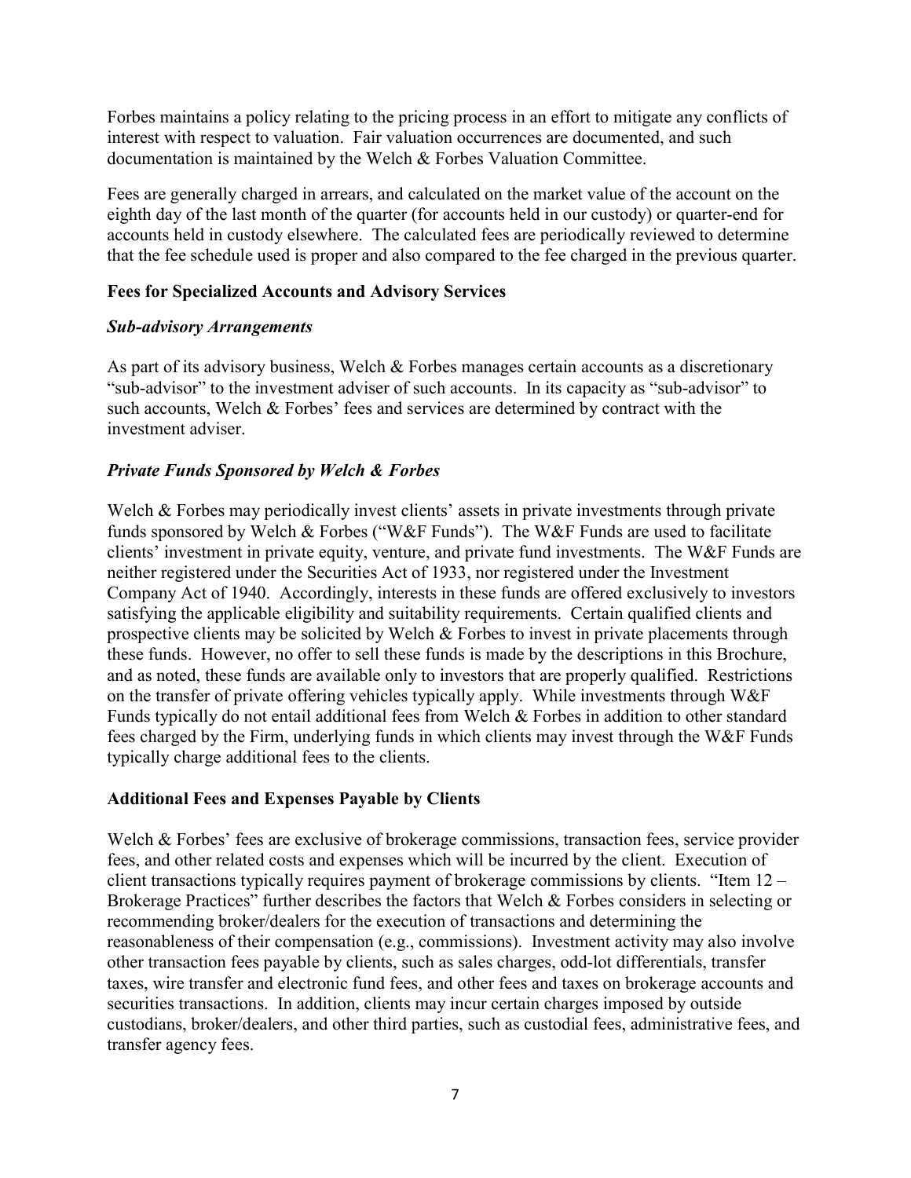Forbes maintains a policy relating to the pricing process in an effort to mitigate any conflicts of interest with respect to valuation. Fair valuation occurrences are documented, and such documentation is maintained by the Welch & Forbes Valuation Committee.

Fees are generally charged in arrears, and calculated on the market value of the account on the eighth day of the last month of the quarter (for accounts held in our custody) or quarter-end for accounts held in custody elsewhere. The calculated fees are periodically reviewed to determine that the fee schedule used is proper and also compared to the fee charged in the previous quarter.

**Fees for Specialized Accounts and Advisory Services**

***Sub-advisory Arrangements***

As part of its advisory business, Welch & Forbes manages certain accounts as a discretionary "sub-advisor" to the investment adviser of such accounts. In its capacity as "sub-advisor" to such accounts, Welch & Forbes' fees and services are determined by contract with the investment adviser.

***Private Funds Sponsored by Welch & Forbes***

Welch & Forbes may periodically invest clients' assets in private investments through private funds sponsored by Welch & Forbes ("W&F Funds"). The W&F Funds are used to facilitate clients' investment in private equity, venture, and private fund investments. The W&F Funds are neither registered under the Securities Act of 1933, nor registered under the Investment Company Act of 1940. Accordingly, interests in these funds are offered exclusively to investors satisfying the applicable eligibility and suitability requirements. Certain qualified clients and prospective clients may be solicited by Welch & Forbes to invest in private placements through these funds. However, no offer to sell these funds is made by the descriptions in this Brochure, and as noted, these funds are available only to investors that are properly qualified. Restrictions on the transfer of private offering vehicles typically apply. While investments through W&F Funds typically do not entail additional fees from Welch & Forbes in addition to other standard fees charged by the Firm, underlying funds in which clients may invest through the W&F Funds typically charge additional fees to the clients.

**Additional Fees and Expenses Payable by Clients**

Welch & Forbes' fees are exclusive of brokerage commissions, transaction fees, service provider fees, and other related costs and expenses which will be incurred by the client. Execution of client transactions typically requires payment of brokerage commissions by clients. "Item 12 – Brokerage Practices" further describes the factors that Welch & Forbes considers in selecting or recommending broker/dealers for the execution of transactions and determining the reasonableness of their compensation (e.g., commissions). Investment activity may also involve other transaction fees payable by clients, such as sales charges, odd-lot differentials, transfer taxes, wire transfer and electronic fund fees, and other fees and taxes on brokerage accounts and securities transactions. In addition, clients may incur certain charges imposed by outside custodians, broker/dealers, and other third parties, such as custodial fees, administrative fees, and transfer agency fees.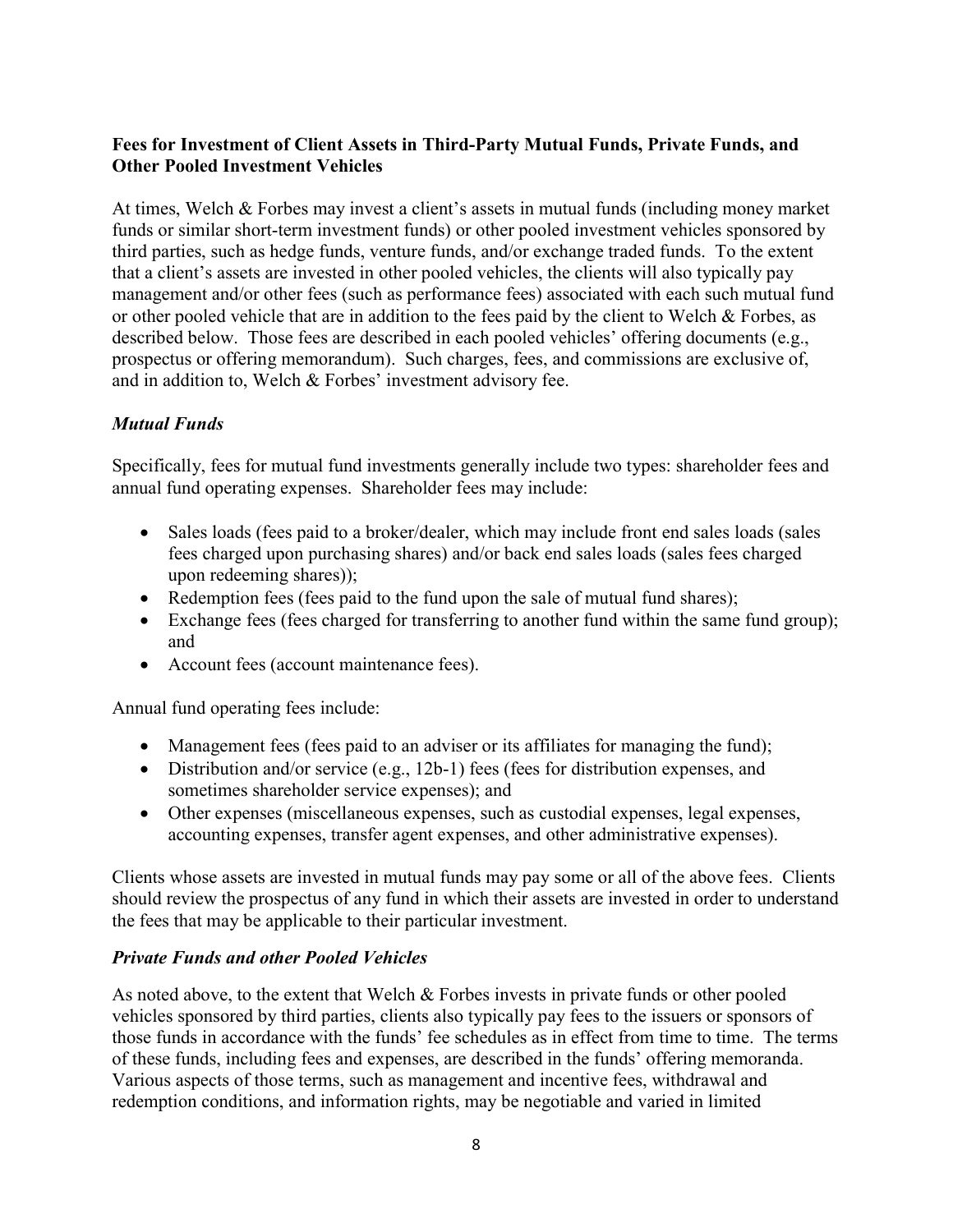**Fees for Investment of Client Assets in Third-Party Mutual Funds, Private Funds, and Other Pooled Investment Vehicles**

At times, Welch & Forbes may invest a client's assets in mutual funds (including money market funds or similar short-term investment funds) or other pooled investment vehicles sponsored by third parties, such as hedge funds, venture funds, and/or exchange traded funds. To the extent that a client's assets are invested in other pooled vehicles, the clients will also typically pay management and/or other fees (such as performance fees) associated with each such mutual fund or other pooled vehicle that are in addition to the fees paid by the client to Welch & Forbes, as described below. Those fees are described in each pooled vehicles' offering documents (e.g., prospectus or offering memorandum). Such charges, fees, and commissions are exclusive of, and in addition to, Welch & Forbes' investment advisory fee.

***Mutual Funds***

Specifically, fees for mutual fund investments generally include two types: shareholder fees and annual fund operating expenses. Shareholder fees may include:

- Sales loads (fees paid to a broker/dealer, which may include front end sales loads (sales fees charged upon purchasing shares) and/or back end sales loads (sales fees charged upon redeeming shares));
- Redemption fees (fees paid to the fund upon the sale of mutual fund shares);
- Exchange fees (fees charged for transferring to another fund within the same fund group); and
- Account fees (account maintenance fees).

Annual fund operating fees include:

- Management fees (fees paid to an adviser or its affiliates for managing the fund);
- Distribution and/or service (e.g., 12b-1) fees (fees for distribution expenses, and sometimes shareholder service expenses); and
- Other expenses (miscellaneous expenses, such as custodial expenses, legal expenses, accounting expenses, transfer agent expenses, and other administrative expenses).

Clients whose assets are invested in mutual funds may pay some or all of the above fees. Clients should review the prospectus of any fund in which their assets are invested in order to understand the fees that may be applicable to their particular investment.

***Private Funds and other Pooled Vehicles***

As noted above, to the extent that Welch & Forbes invests in private funds or other pooled vehicles sponsored by third parties, clients also typically pay fees to the issuers or sponsors of those funds in accordance with the funds' fee schedules as in effect from time to time. The terms of these funds, including fees and expenses, are described in the funds' offering memoranda. Various aspects of those terms, such as management and incentive fees, withdrawal and redemption conditions, and information rights, may be negotiable and varied in limited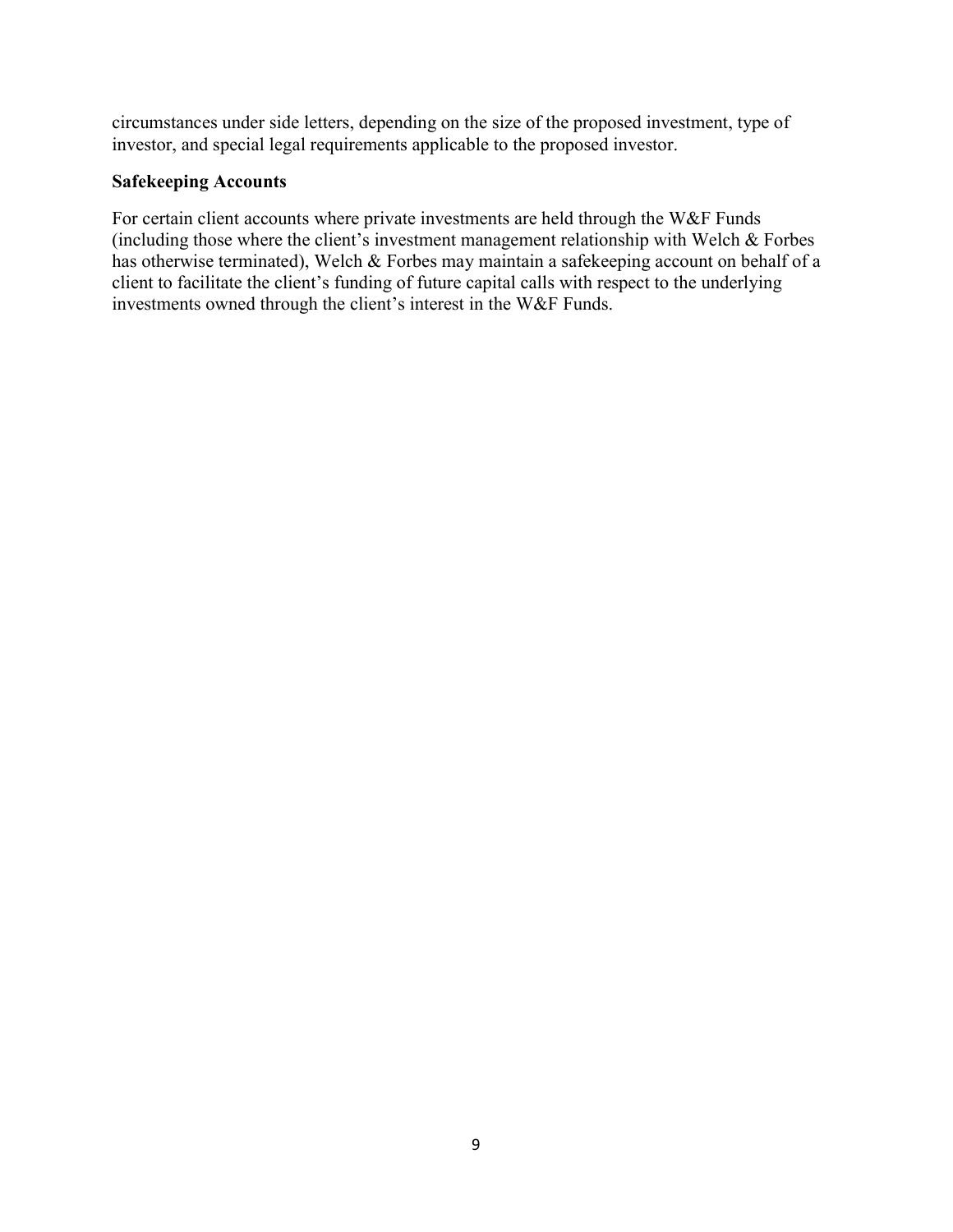circumstances under side letters, depending on the size of the proposed investment, type of investor, and special legal requirements applicable to the proposed investor.

**Safekeeping Accounts**

For certain client accounts where private investments are held through the W&F Funds (including those where the client's investment management relationship with Welch & Forbes has otherwise terminated), Welch & Forbes may maintain a safekeeping account on behalf of a client to facilitate the client's funding of future capital calls with respect to the underlying investments owned through the client's interest in the W&F Funds.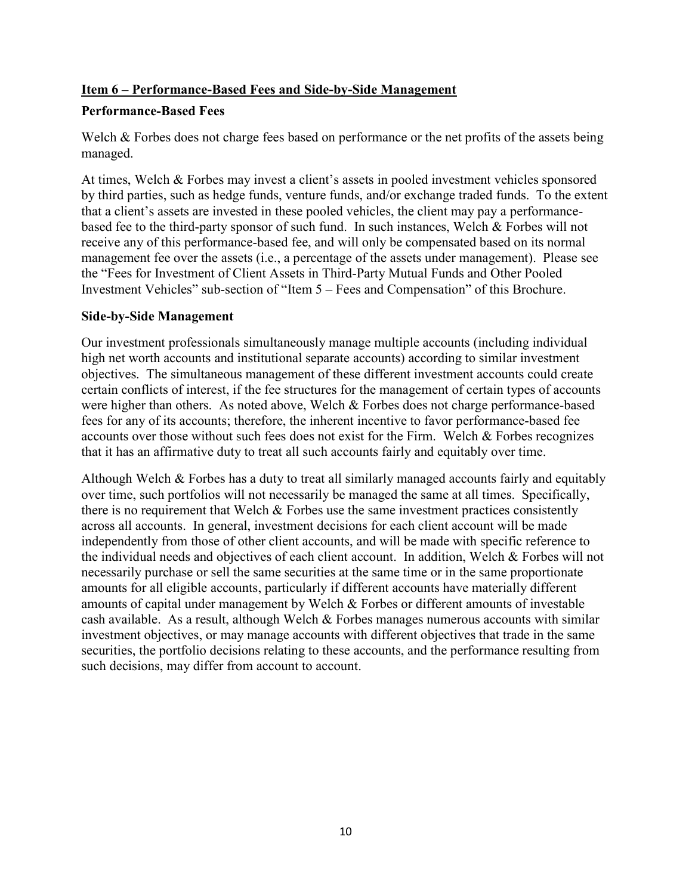## Item 6 – Performance-Based Fees and Side-by-Side Management

### Performance-Based Fees

Welch & Forbes does not charge fees based on performance or the net profits of the assets being managed.

At times, Welch & Forbes may invest a client's assets in pooled investment vehicles sponsored by third parties, such as hedge funds, venture funds, and/or exchange traded funds. To the extent that a client's assets are invested in these pooled vehicles, the client may pay a performance-based fee to the third-party sponsor of such fund. In such instances, Welch & Forbes will not receive any of this performance-based fee, and will only be compensated based on its normal management fee over the assets (i.e., a percentage of the assets under management). Please see the "Fees for Investment of Client Assets in Third-Party Mutual Funds and Other Pooled Investment Vehicles" sub-section of "Item 5 – Fees and Compensation" of this Brochure.

### Side-by-Side Management

Our investment professionals simultaneously manage multiple accounts (including individual high net worth accounts and institutional separate accounts) according to similar investment objectives. The simultaneous management of these different investment accounts could create certain conflicts of interest, if the fee structures for the management of certain types of accounts were higher than others. As noted above, Welch & Forbes does not charge performance-based fees for any of its accounts; therefore, the inherent incentive to favor performance-based fee accounts over those without such fees does not exist for the Firm. Welch & Forbes recognizes that it has an affirmative duty to treat all such accounts fairly and equitably over time.

Although Welch & Forbes has a duty to treat all similarly managed accounts fairly and equitably over time, such portfolios will not necessarily be managed the same at all times. Specifically, there is no requirement that Welch & Forbes use the same investment practices consistently across all accounts. In general, investment decisions for each client account will be made independently from those of other client accounts, and will be made with specific reference to the individual needs and objectives of each client account. In addition, Welch & Forbes will not necessarily purchase or sell the same securities at the same time or in the same proportionate amounts for all eligible accounts, particularly if different accounts have materially different amounts of capital under management by Welch & Forbes or different amounts of investable cash available. As a result, although Welch & Forbes manages numerous accounts with similar investment objectives, or may manage accounts with different objectives that trade in the same securities, the portfolio decisions relating to these accounts, and the performance resulting from such decisions, may differ from account to account.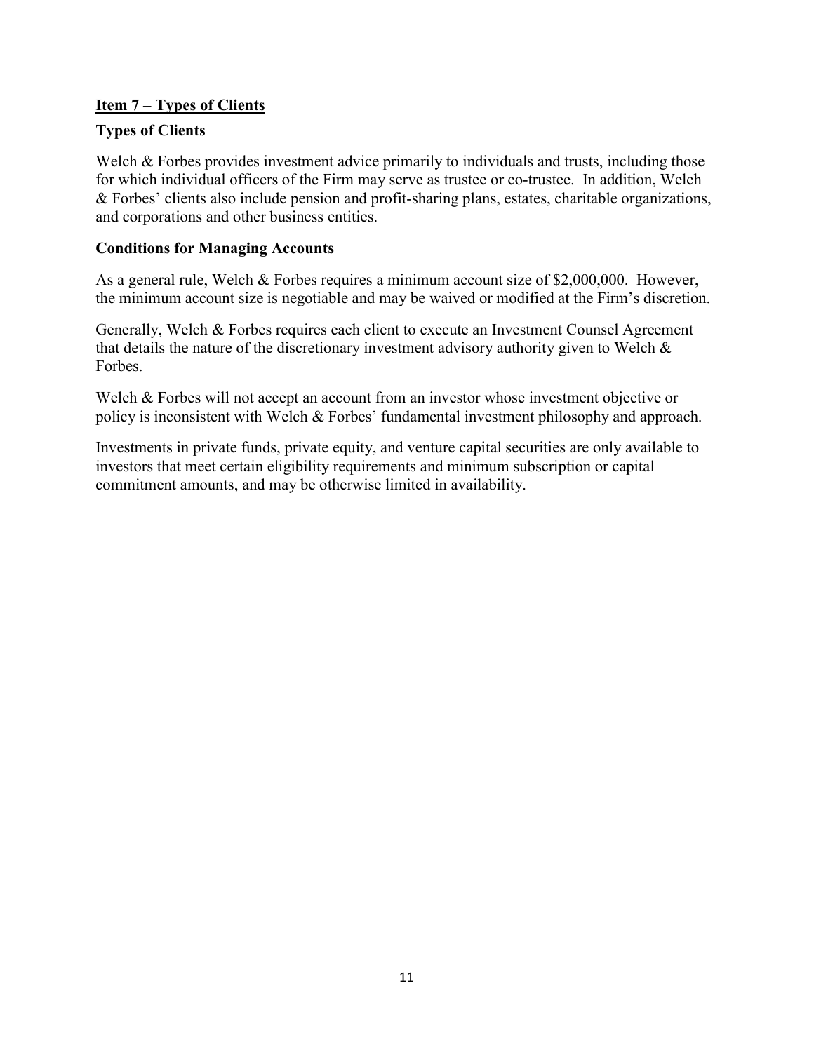## Item 7 – Types of Clients

### Types of Clients

Welch & Forbes provides investment advice primarily to individuals and trusts, including those for which individual officers of the Firm may serve as trustee or co-trustee. In addition, Welch & Forbes' clients also include pension and profit-sharing plans, estates, charitable organizations, and corporations and other business entities.

### Conditions for Managing Accounts

As a general rule, Welch & Forbes requires a minimum account size of $2,000,000. However, the minimum account size is negotiable and may be waived or modified at the Firm's discretion.

Generally, Welch & Forbes requires each client to execute an Investment Counsel Agreement that details the nature of the discretionary investment advisory authority given to Welch & Forbes.

Welch & Forbes will not accept an account from an investor whose investment objective or policy is inconsistent with Welch & Forbes' fundamental investment philosophy and approach.

Investments in private funds, private equity, and venture capital securities are only available to investors that meet certain eligibility requirements and minimum subscription or capital commitment amounts, and may be otherwise limited in availability.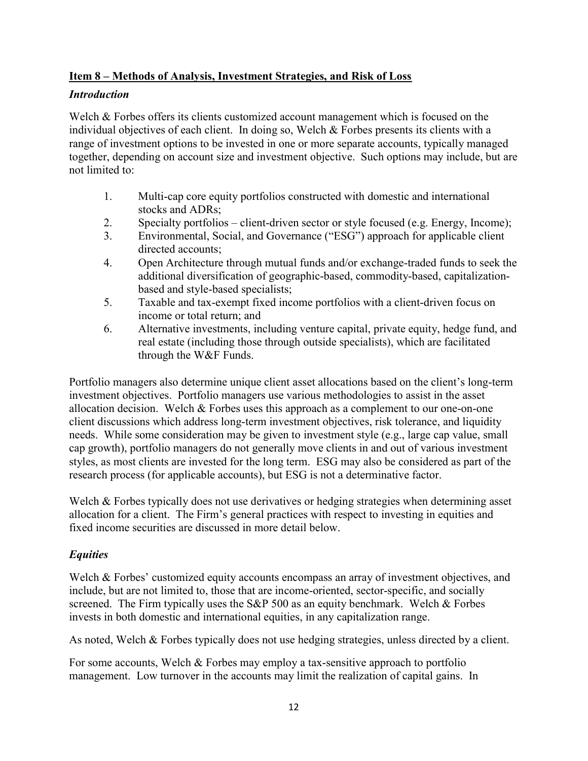## **Item 8 – Methods of Analysis, Investment Strategies, and Risk of Loss**

### *Introduction*

Welch & Forbes offers its clients customized account management which is focused on the individual objectives of each client. In doing so, Welch & Forbes presents its clients with a range of investment options to be invested in one or more separate accounts, typically managed together, depending on account size and investment objective. Such options may include, but are not limited to:

1. Multi-cap core equity portfolios constructed with domestic and international stocks and ADRs;
2. Specialty portfolios – client-driven sector or style focused (e.g. Energy, Income);
3. Environmental, Social, and Governance ("ESG") approach for applicable client directed accounts;
4. Open Architecture through mutual funds and/or exchange-traded funds to seek the additional diversification of geographic-based, commodity-based, capitalization-based and style-based specialists;
5. Taxable and tax-exempt fixed income portfolios with a client-driven focus on income or total return; and
6. Alternative investments, including venture capital, private equity, hedge fund, and real estate (including those through outside specialists), which are facilitated through the W&F Funds.

Portfolio managers also determine unique client asset allocations based on the client's long-term investment objectives. Portfolio managers use various methodologies to assist in the asset allocation decision. Welch & Forbes uses this approach as a complement to our one-on-one client discussions which address long-term investment objectives, risk tolerance, and liquidity needs. While some consideration may be given to investment style (e.g., large cap value, small cap growth), portfolio managers do not generally move clients in and out of various investment styles, as most clients are invested for the long term. ESG may also be considered as part of the research process (for applicable accounts), but ESG is not a determinative factor.

Welch & Forbes typically does not use derivatives or hedging strategies when determining asset allocation for a client. The Firm's general practices with respect to investing in equities and fixed income securities are discussed in more detail below.

### *Equities*

Welch & Forbes' customized equity accounts encompass an array of investment objectives, and include, but are not limited to, those that are income-oriented, sector-specific, and socially screened. The Firm typically uses the S&P 500 as an equity benchmark. Welch & Forbes invests in both domestic and international equities, in any capitalization range.

As noted, Welch & Forbes typically does not use hedging strategies, unless directed by a client.

For some accounts, Welch & Forbes may employ a tax-sensitive approach to portfolio management. Low turnover in the accounts may limit the realization of capital gains. In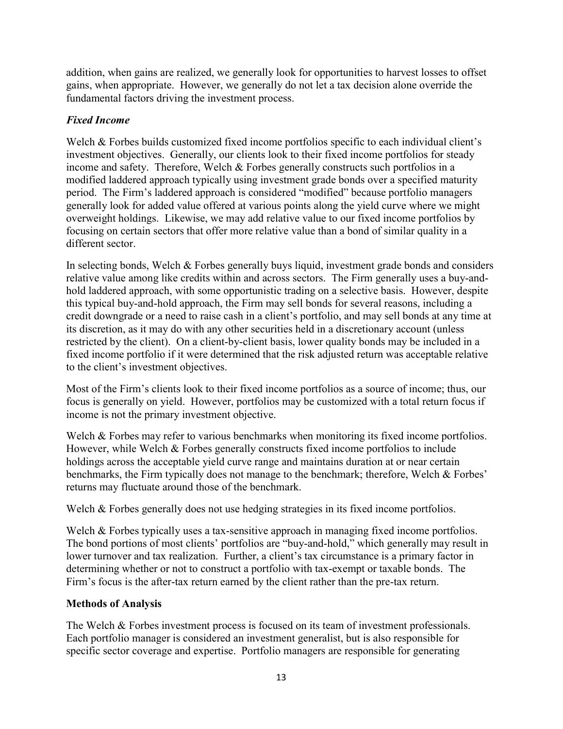addition, when gains are realized, we generally look for opportunities to harvest losses to offset gains, when appropriate. However, we generally do not let a tax decision alone override the fundamental factors driving the investment process.

### *Fixed Income*

Welch & Forbes builds customized fixed income portfolios specific to each individual client's investment objectives. Generally, our clients look to their fixed income portfolios for steady income and safety. Therefore, Welch & Forbes generally constructs such portfolios in a modified laddered approach typically using investment grade bonds over a specified maturity period. The Firm's laddered approach is considered "modified" because portfolio managers generally look for added value offered at various points along the yield curve where we might overweight holdings. Likewise, we may add relative value to our fixed income portfolios by focusing on certain sectors that offer more relative value than a bond of similar quality in a different sector.

In selecting bonds, Welch & Forbes generally buys liquid, investment grade bonds and considers relative value among like credits within and across sectors. The Firm generally uses a buy-and-hold laddered approach, with some opportunistic trading on a selective basis. However, despite this typical buy-and-hold approach, the Firm may sell bonds for several reasons, including a credit downgrade or a need to raise cash in a client's portfolio, and may sell bonds at any time at its discretion, as it may do with any other securities held in a discretionary account (unless restricted by the client). On a client-by-client basis, lower quality bonds may be included in a fixed income portfolio if it were determined that the risk adjusted return was acceptable relative to the client's investment objectives.

Most of the Firm's clients look to their fixed income portfolios as a source of income; thus, our focus is generally on yield. However, portfolios may be customized with a total return focus if income is not the primary investment objective.

Welch & Forbes may refer to various benchmarks when monitoring its fixed income portfolios. However, while Welch & Forbes generally constructs fixed income portfolios to include holdings across the acceptable yield curve range and maintains duration at or near certain benchmarks, the Firm typically does not manage to the benchmark; therefore, Welch & Forbes' returns may fluctuate around those of the benchmark.

Welch & Forbes generally does not use hedging strategies in its fixed income portfolios.

Welch & Forbes typically uses a tax-sensitive approach in managing fixed income portfolios. The bond portions of most clients' portfolios are "buy-and-hold," which generally may result in lower turnover and tax realization. Further, a client's tax circumstance is a primary factor in determining whether or not to construct a portfolio with tax-exempt or taxable bonds. The Firm's focus is the after-tax return earned by the client rather than the pre-tax return.

## Methods of Analysis

The Welch & Forbes investment process is focused on its team of investment professionals. Each portfolio manager is considered an investment generalist, but is also responsible for specific sector coverage and expertise. Portfolio managers are responsible for generating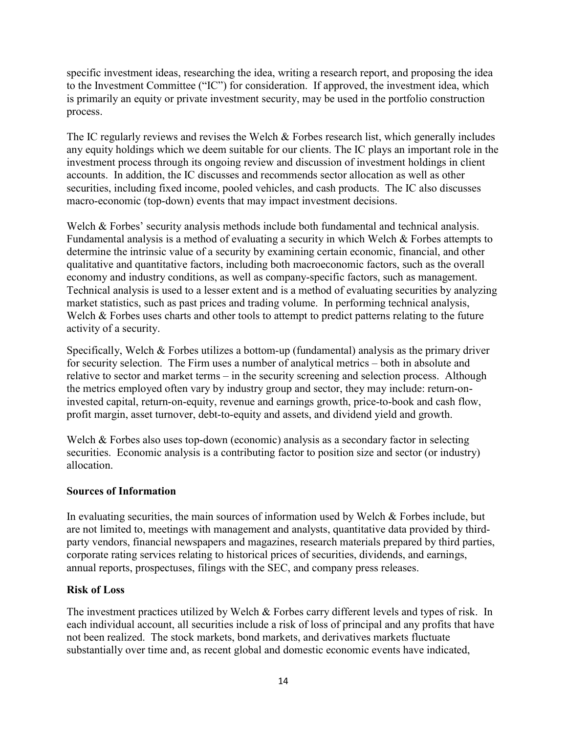specific investment ideas, researching the idea, writing a research report, and proposing the idea to the Investment Committee ("IC") for consideration. If approved, the investment idea, which is primarily an equity or private investment security, may be used in the portfolio construction process.

The IC regularly reviews and revises the Welch & Forbes research list, which generally includes any equity holdings which we deem suitable for our clients. The IC plays an important role in the investment process through its ongoing review and discussion of investment holdings in client accounts. In addition, the IC discusses and recommends sector allocation as well as other securities, including fixed income, pooled vehicles, and cash products. The IC also discusses macro-economic (top-down) events that may impact investment decisions.

Welch & Forbes' security analysis methods include both fundamental and technical analysis. Fundamental analysis is a method of evaluating a security in which Welch & Forbes attempts to determine the intrinsic value of a security by examining certain economic, financial, and other qualitative and quantitative factors, including both macroeconomic factors, such as the overall economy and industry conditions, as well as company-specific factors, such as management. Technical analysis is used to a lesser extent and is a method of evaluating securities by analyzing market statistics, such as past prices and trading volume. In performing technical analysis, Welch & Forbes uses charts and other tools to attempt to predict patterns relating to the future activity of a security.

Specifically, Welch & Forbes utilizes a bottom-up (fundamental) analysis as the primary driver for security selection. The Firm uses a number of analytical metrics – both in absolute and relative to sector and market terms – in the security screening and selection process. Although the metrics employed often vary by industry group and sector, they may include: return-on-invested capital, return-on-equity, revenue and earnings growth, price-to-book and cash flow, profit margin, asset turnover, debt-to-equity and assets, and dividend yield and growth.

Welch & Forbes also uses top-down (economic) analysis as a secondary factor in selecting securities. Economic analysis is a contributing factor to position size and sector (or industry) allocation.

**Sources of Information**

In evaluating securities, the main sources of information used by Welch & Forbes include, but are not limited to, meetings with management and analysts, quantitative data provided by third-party vendors, financial newspapers and magazines, research materials prepared by third parties, corporate rating services relating to historical prices of securities, dividends, and earnings, annual reports, prospectuses, filings with the SEC, and company press releases.

**Risk of Loss**

The investment practices utilized by Welch & Forbes carry different levels and types of risk. In each individual account, all securities include a risk of loss of principal and any profits that have not been realized. The stock markets, bond markets, and derivatives markets fluctuate substantially over time and, as recent global and domestic economic events have indicated,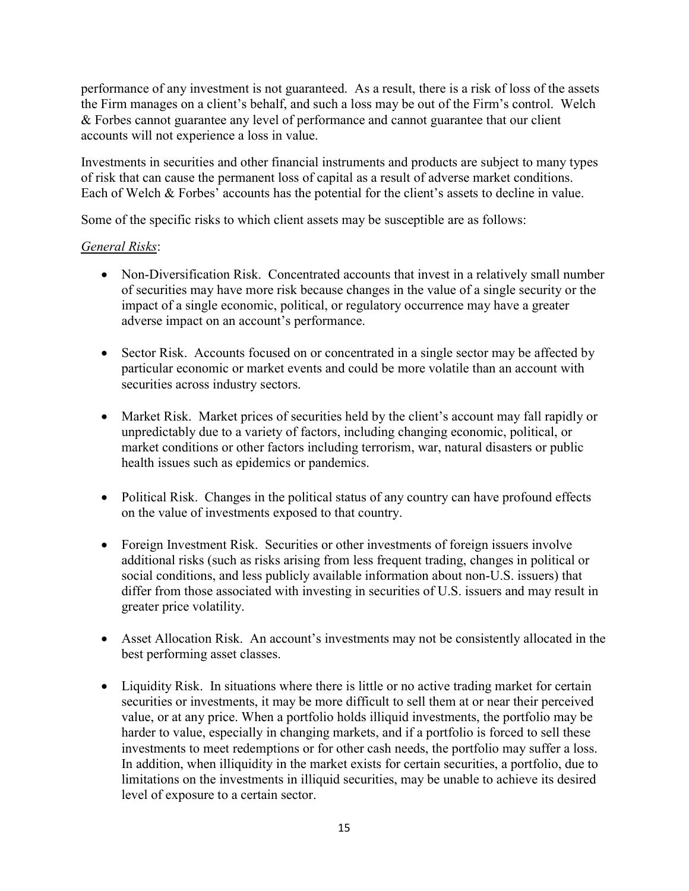performance of any investment is not guaranteed. As a result, there is a risk of loss of the assets the Firm manages on a client's behalf, and such a loss may be out of the Firm's control. Welch & Forbes cannot guarantee any level of performance and cannot guarantee that our client accounts will not experience a loss in value.

Investments in securities and other financial instruments and products are subject to many types of risk that can cause the permanent loss of capital as a result of adverse market conditions. Each of Welch & Forbes' accounts has the potential for the client's assets to decline in value.

Some of the specific risks to which client assets may be susceptible are as follows:

*General Risks*:

- Non-Diversification Risk. Concentrated accounts that invest in a relatively small number of securities may have more risk because changes in the value of a single security or the impact of a single economic, political, or regulatory occurrence may have a greater adverse impact on an account's performance.

- Sector Risk. Accounts focused on or concentrated in a single sector may be affected by particular economic or market events and could be more volatile than an account with securities across industry sectors.

- Market Risk. Market prices of securities held by the client's account may fall rapidly or unpredictably due to a variety of factors, including changing economic, political, or market conditions or other factors including terrorism, war, natural disasters or public health issues such as epidemics or pandemics.

- Political Risk. Changes in the political status of any country can have profound effects on the value of investments exposed to that country.

- Foreign Investment Risk. Securities or other investments of foreign issuers involve additional risks (such as risks arising from less frequent trading, changes in political or social conditions, and less publicly available information about non-U.S. issuers) that differ from those associated with investing in securities of U.S. issuers and may result in greater price volatility.

- Asset Allocation Risk. An account's investments may not be consistently allocated in the best performing asset classes.

- Liquidity Risk. In situations where there is little or no active trading market for certain securities or investments, it may be more difficult to sell them at or near their perceived value, or at any price. When a portfolio holds illiquid investments, the portfolio may be harder to value, especially in changing markets, and if a portfolio is forced to sell these investments to meet redemptions or for other cash needs, the portfolio may suffer a loss. In addition, when illiquidity in the market exists for certain securities, a portfolio, due to limitations on the investments in illiquid securities, may be unable to achieve its desired level of exposure to a certain sector.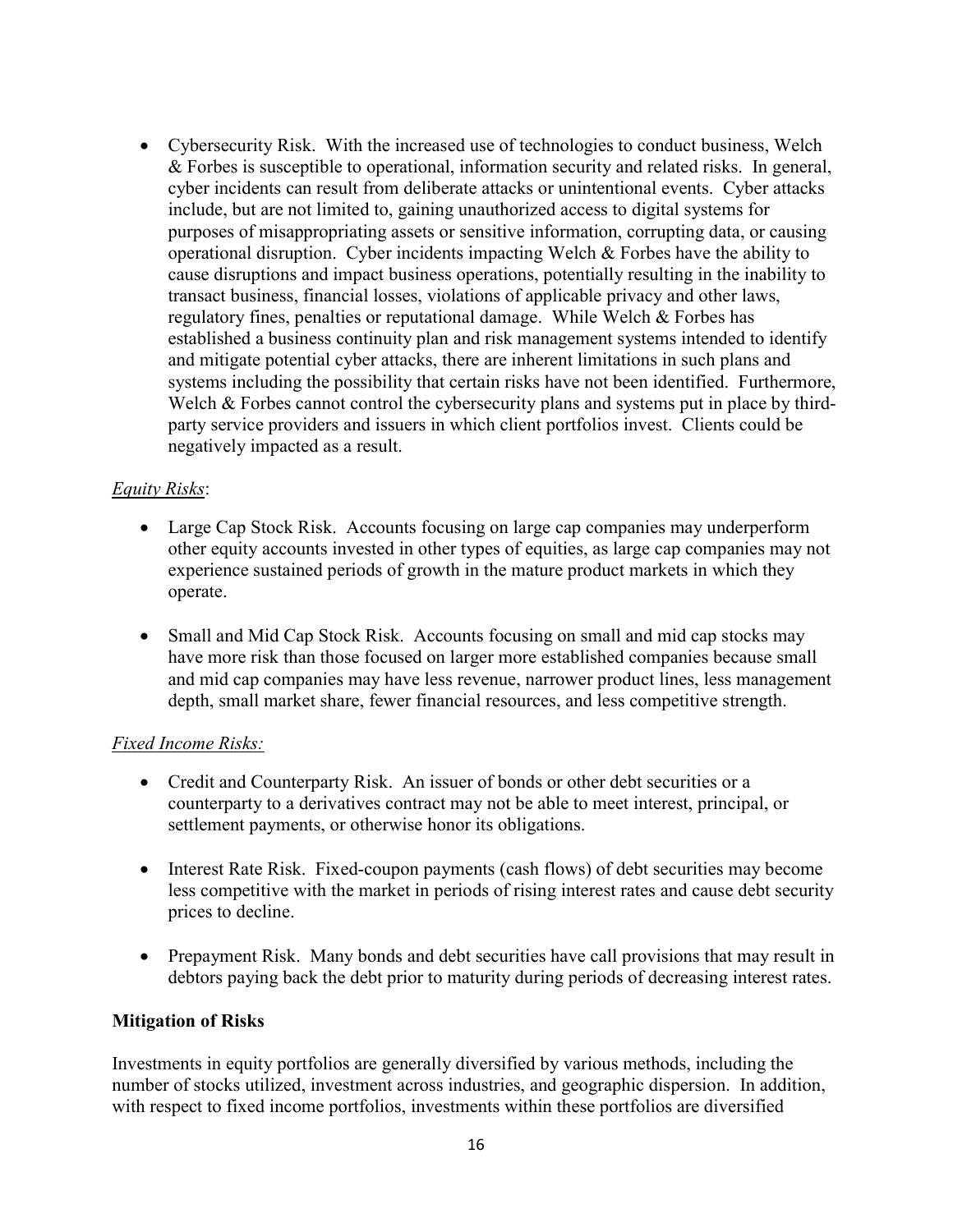- Cybersecurity Risk. With the increased use of technologies to conduct business, Welch & Forbes is susceptible to operational, information security and related risks. In general, cyber incidents can result from deliberate attacks or unintentional events. Cyber attacks include, but are not limited to, gaining unauthorized access to digital systems for purposes of misappropriating assets or sensitive information, corrupting data, or causing operational disruption. Cyber incidents impacting Welch & Forbes have the ability to cause disruptions and impact business operations, potentially resulting in the inability to transact business, financial losses, violations of applicable privacy and other laws, regulatory fines, penalties or reputational damage. While Welch & Forbes has established a business continuity plan and risk management systems intended to identify and mitigate potential cyber attacks, there are inherent limitations in such plans and systems including the possibility that certain risks have not been identified. Furthermore, Welch & Forbes cannot control the cybersecurity plans and systems put in place by third-party service providers and issuers in which client portfolios invest. Clients could be negatively impacted as a result.

*Equity Risks*:

- Large Cap Stock Risk. Accounts focusing on large cap companies may underperform other equity accounts invested in other types of equities, as large cap companies may not experience sustained periods of growth in the mature product markets in which they operate.

- Small and Mid Cap Stock Risk. Accounts focusing on small and mid cap stocks may have more risk than those focused on larger more established companies because small and mid cap companies may have less revenue, narrower product lines, less management depth, small market share, fewer financial resources, and less competitive strength.

*Fixed Income Risks:*

- Credit and Counterparty Risk. An issuer of bonds or other debt securities or a counterparty to a derivatives contract may not be able to meet interest, principal, or settlement payments, or otherwise honor its obligations.

- Interest Rate Risk. Fixed-coupon payments (cash flows) of debt securities may become less competitive with the market in periods of rising interest rates and cause debt security prices to decline.

- Prepayment Risk. Many bonds and debt securities have call provisions that may result in debtors paying back the debt prior to maturity during periods of decreasing interest rates.

**Mitigation of Risks**

Investments in equity portfolios are generally diversified by various methods, including the number of stocks utilized, investment across industries, and geographic dispersion. In addition, with respect to fixed income portfolios, investments within these portfolios are diversified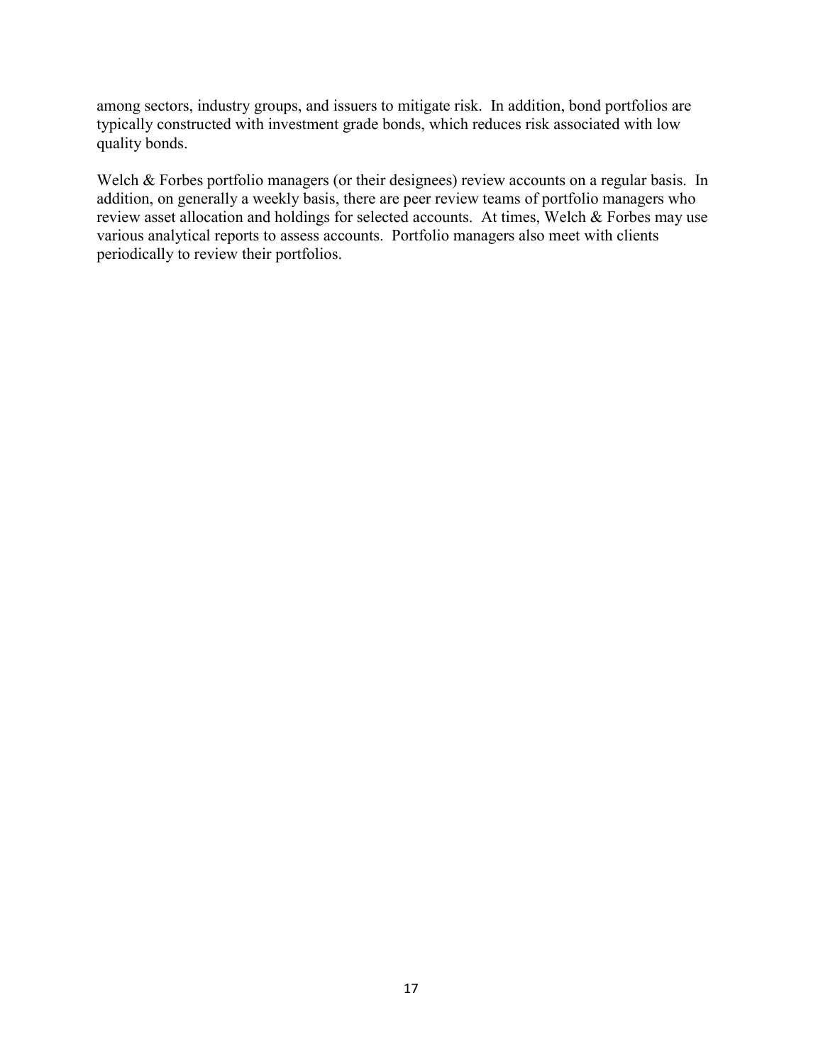among sectors, industry groups, and issuers to mitigate risk. In addition, bond portfolios are typically constructed with investment grade bonds, which reduces risk associated with low quality bonds.

Welch & Forbes portfolio managers (or their designees) review accounts on a regular basis. In addition, on generally a weekly basis, there are peer review teams of portfolio managers who review asset allocation and holdings for selected accounts. At times, Welch & Forbes may use various analytical reports to assess accounts. Portfolio managers also meet with clients periodically to review their portfolios.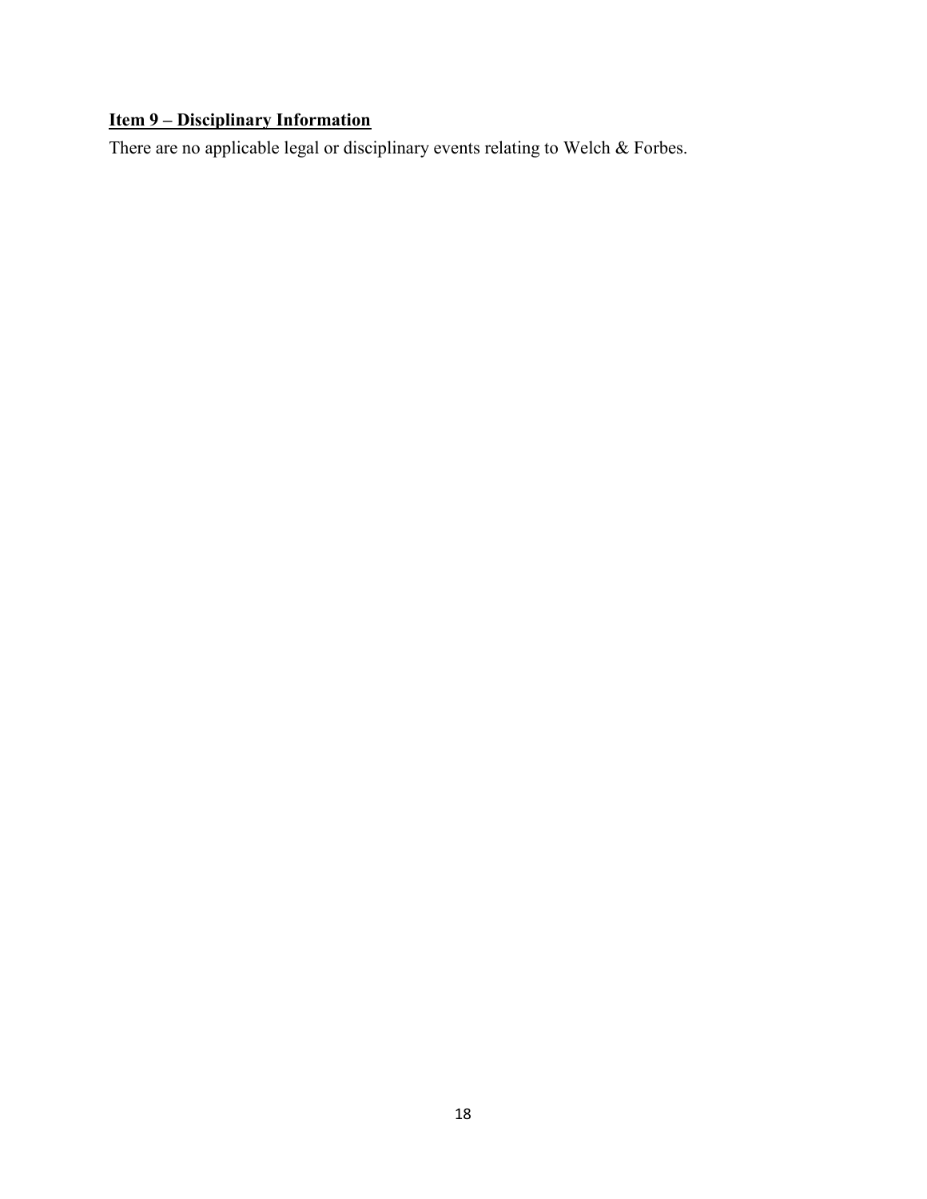## Item 9 – Disciplinary Information

There are no applicable legal or disciplinary events relating to Welch & Forbes.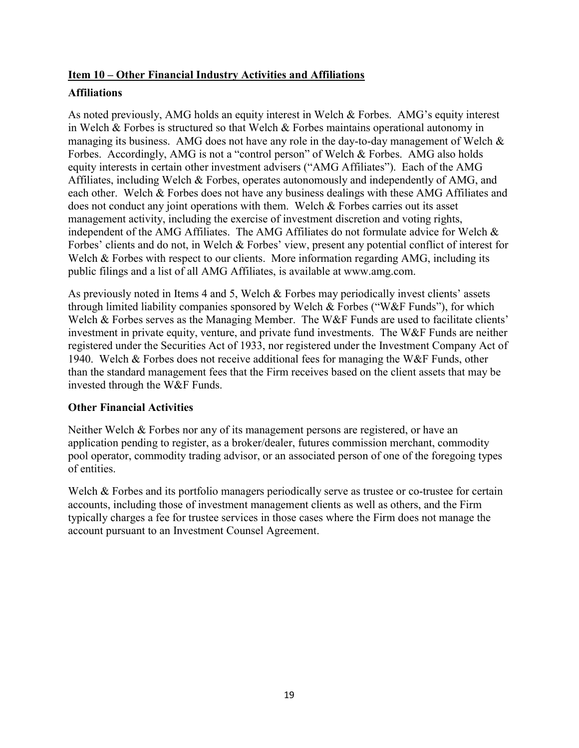## Item 10 – Other Financial Industry Activities and Affiliations

### Affiliations

As noted previously, AMG holds an equity interest in Welch & Forbes. AMG's equity interest in Welch & Forbes is structured so that Welch & Forbes maintains operational autonomy in managing its business. AMG does not have any role in the day-to-day management of Welch & Forbes. Accordingly, AMG is not a "control person" of Welch & Forbes. AMG also holds equity interests in certain other investment advisers ("AMG Affiliates"). Each of the AMG Affiliates, including Welch & Forbes, operates autonomously and independently of AMG, and each other. Welch & Forbes does not have any business dealings with these AMG Affiliates and does not conduct any joint operations with them. Welch & Forbes carries out its asset management activity, including the exercise of investment discretion and voting rights, independent of the AMG Affiliates. The AMG Affiliates do not formulate advice for Welch & Forbes' clients and do not, in Welch & Forbes' view, present any potential conflict of interest for Welch & Forbes with respect to our clients. More information regarding AMG, including its public filings and a list of all AMG Affiliates, is available at www.amg.com.

As previously noted in Items 4 and 5, Welch & Forbes may periodically invest clients' assets through limited liability companies sponsored by Welch & Forbes ("W&F Funds"), for which Welch & Forbes serves as the Managing Member. The W&F Funds are used to facilitate clients' investment in private equity, venture, and private fund investments. The W&F Funds are neither registered under the Securities Act of 1933, nor registered under the Investment Company Act of 1940. Welch & Forbes does not receive additional fees for managing the W&F Funds, other than the standard management fees that the Firm receives based on the client assets that may be invested through the W&F Funds.

### Other Financial Activities

Neither Welch & Forbes nor any of its management persons are registered, or have an application pending to register, as a broker/dealer, futures commission merchant, commodity pool operator, commodity trading advisor, or an associated person of one of the foregoing types of entities.

Welch & Forbes and its portfolio managers periodically serve as trustee or co-trustee for certain accounts, including those of investment management clients as well as others, and the Firm typically charges a fee for trustee services in those cases where the Firm does not manage the account pursuant to an Investment Counsel Agreement.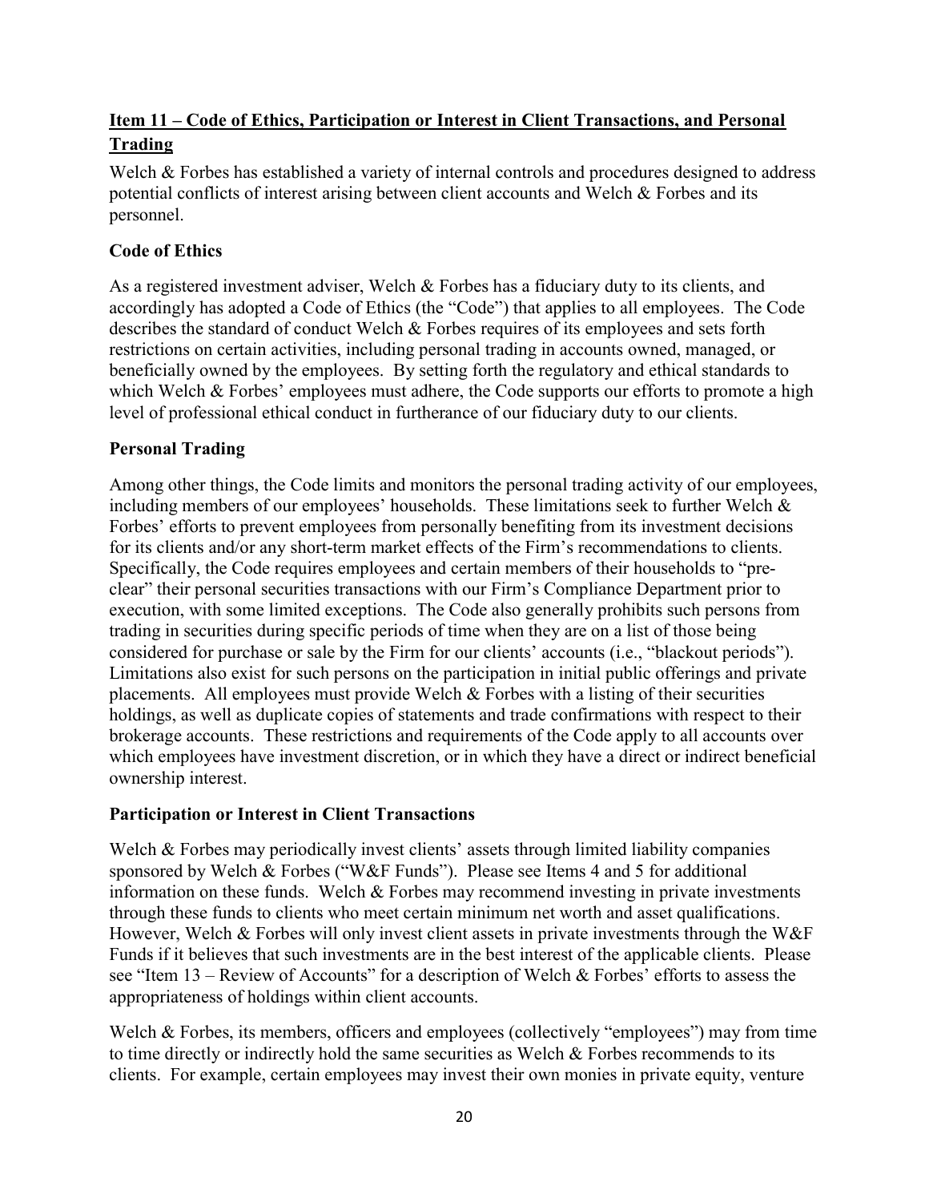## Item 11 – Code of Ethics, Participation or Interest in Client Transactions, and Personal Trading

Welch & Forbes has established a variety of internal controls and procedures designed to address potential conflicts of interest arising between client accounts and Welch & Forbes and its personnel.

### Code of Ethics

As a registered investment adviser, Welch & Forbes has a fiduciary duty to its clients, and accordingly has adopted a Code of Ethics (the "Code") that applies to all employees. The Code describes the standard of conduct Welch & Forbes requires of its employees and sets forth restrictions on certain activities, including personal trading in accounts owned, managed, or beneficially owned by the employees. By setting forth the regulatory and ethical standards to which Welch & Forbes' employees must adhere, the Code supports our efforts to promote a high level of professional ethical conduct in furtherance of our fiduciary duty to our clients.

### Personal Trading

Among other things, the Code limits and monitors the personal trading activity of our employees, including members of our employees' households. These limitations seek to further Welch & Forbes' efforts to prevent employees from personally benefiting from its investment decisions for its clients and/or any short-term market effects of the Firm's recommendations to clients. Specifically, the Code requires employees and certain members of their households to "pre-clear" their personal securities transactions with our Firm's Compliance Department prior to execution, with some limited exceptions. The Code also generally prohibits such persons from trading in securities during specific periods of time when they are on a list of those being considered for purchase or sale by the Firm for our clients' accounts (i.e., "blackout periods"). Limitations also exist for such persons on the participation in initial public offerings and private placements. All employees must provide Welch & Forbes with a listing of their securities holdings, as well as duplicate copies of statements and trade confirmations with respect to their brokerage accounts. These restrictions and requirements of the Code apply to all accounts over which employees have investment discretion, or in which they have a direct or indirect beneficial ownership interest.

### Participation or Interest in Client Transactions

Welch & Forbes may periodically invest clients' assets through limited liability companies sponsored by Welch & Forbes ("W&F Funds"). Please see Items 4 and 5 for additional information on these funds. Welch & Forbes may recommend investing in private investments through these funds to clients who meet certain minimum net worth and asset qualifications. However, Welch & Forbes will only invest client assets in private investments through the W&F Funds if it believes that such investments are in the best interest of the applicable clients. Please see "Item 13 – Review of Accounts" for a description of Welch & Forbes' efforts to assess the appropriateness of holdings within client accounts.

Welch & Forbes, its members, officers and employees (collectively "employees") may from time to time directly or indirectly hold the same securities as Welch & Forbes recommends to its clients. For example, certain employees may invest their own monies in private equity, venture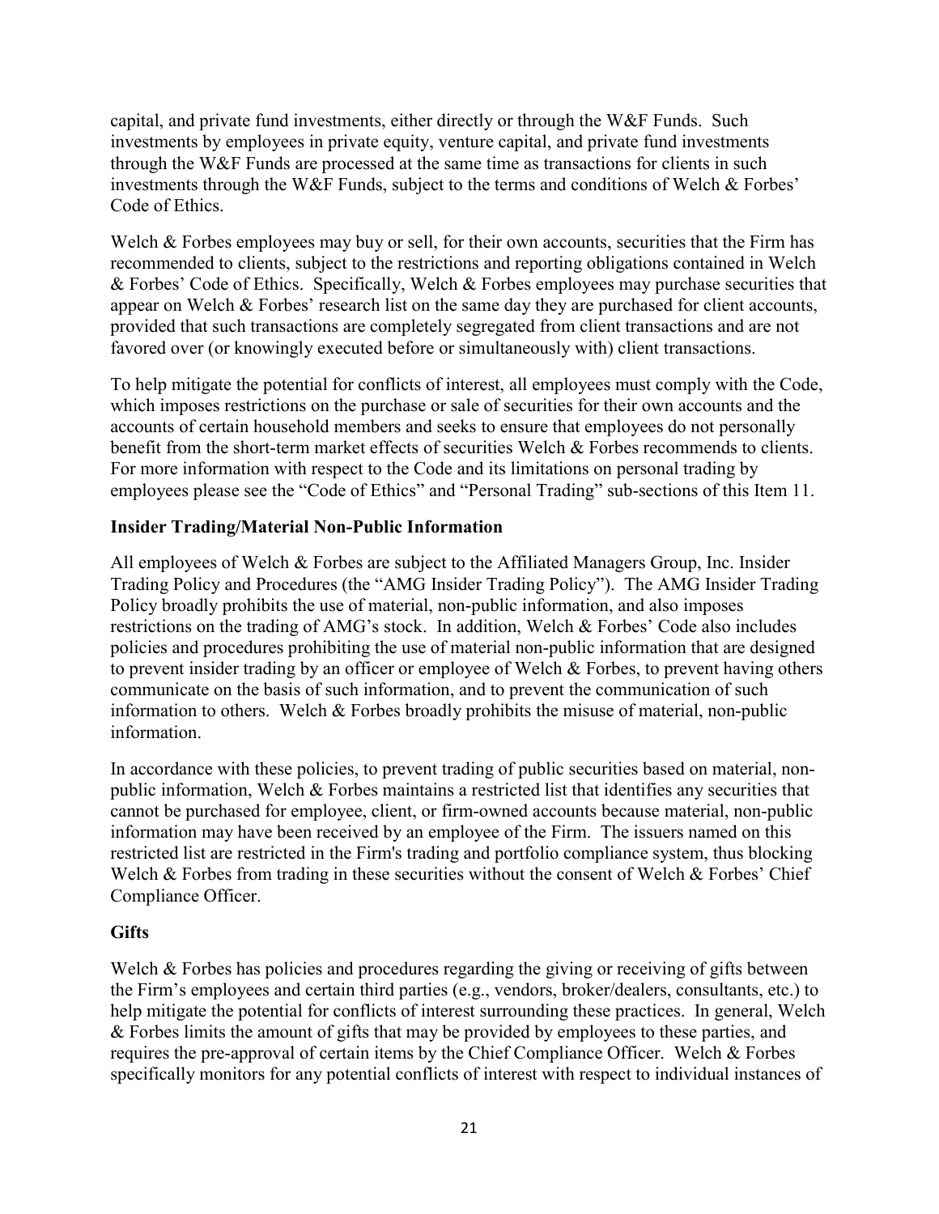capital, and private fund investments, either directly or through the W&F Funds. Such investments by employees in private equity, venture capital, and private fund investments through the W&F Funds are processed at the same time as transactions for clients in such investments through the W&F Funds, subject to the terms and conditions of Welch & Forbes' Code of Ethics.

Welch & Forbes employees may buy or sell, for their own accounts, securities that the Firm has recommended to clients, subject to the restrictions and reporting obligations contained in Welch & Forbes' Code of Ethics. Specifically, Welch & Forbes employees may purchase securities that appear on Welch & Forbes' research list on the same day they are purchased for client accounts, provided that such transactions are completely segregated from client transactions and are not favored over (or knowingly executed before or simultaneously with) client transactions.

To help mitigate the potential for conflicts of interest, all employees must comply with the Code, which imposes restrictions on the purchase or sale of securities for their own accounts and the accounts of certain household members and seeks to ensure that employees do not personally benefit from the short-term market effects of securities Welch & Forbes recommends to clients. For more information with respect to the Code and its limitations on personal trading by employees please see the "Code of Ethics" and "Personal Trading" sub-sections of this Item 11.

**Insider Trading/Material Non-Public Information**

All employees of Welch & Forbes are subject to the Affiliated Managers Group, Inc. Insider Trading Policy and Procedures (the "AMG Insider Trading Policy"). The AMG Insider Trading Policy broadly prohibits the use of material, non-public information, and also imposes restrictions on the trading of AMG's stock. In addition, Welch & Forbes' Code also includes policies and procedures prohibiting the use of material non-public information that are designed to prevent insider trading by an officer or employee of Welch & Forbes, to prevent having others communicate on the basis of such information, and to prevent the communication of such information to others. Welch & Forbes broadly prohibits the misuse of material, non-public information.

In accordance with these policies, to prevent trading of public securities based on material, non-public information, Welch & Forbes maintains a restricted list that identifies any securities that cannot be purchased for employee, client, or firm-owned accounts because material, non-public information may have been received by an employee of the Firm. The issuers named on this restricted list are restricted in the Firm's trading and portfolio compliance system, thus blocking Welch & Forbes from trading in these securities without the consent of Welch & Forbes' Chief Compliance Officer.

**Gifts**

Welch & Forbes has policies and procedures regarding the giving or receiving of gifts between the Firm's employees and certain third parties (e.g., vendors, broker/dealers, consultants, etc.) to help mitigate the potential for conflicts of interest surrounding these practices. In general, Welch & Forbes limits the amount of gifts that may be provided by employees to these parties, and requires the pre-approval of certain items by the Chief Compliance Officer. Welch & Forbes specifically monitors for any potential conflicts of interest with respect to individual instances of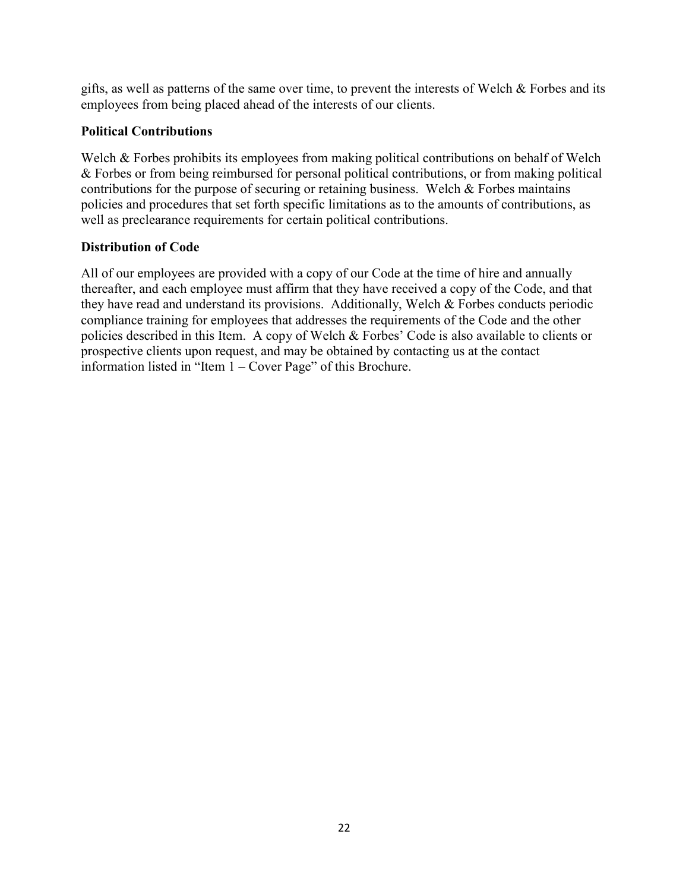gifts, as well as patterns of the same over time, to prevent the interests of Welch & Forbes and its employees from being placed ahead of the interests of our clients.

### Political Contributions

Welch & Forbes prohibits its employees from making political contributions on behalf of Welch & Forbes or from being reimbursed for personal political contributions, or from making political contributions for the purpose of securing or retaining business. Welch & Forbes maintains policies and procedures that set forth specific limitations as to the amounts of contributions, as well as preclearance requirements for certain political contributions.

### Distribution of Code

All of our employees are provided with a copy of our Code at the time of hire and annually thereafter, and each employee must affirm that they have received a copy of the Code, and that they have read and understand its provisions. Additionally, Welch & Forbes conducts periodic compliance training for employees that addresses the requirements of the Code and the other policies described in this Item. A copy of Welch & Forbes' Code is also available to clients or prospective clients upon request, and may be obtained by contacting us at the contact information listed in "Item 1 – Cover Page" of this Brochure.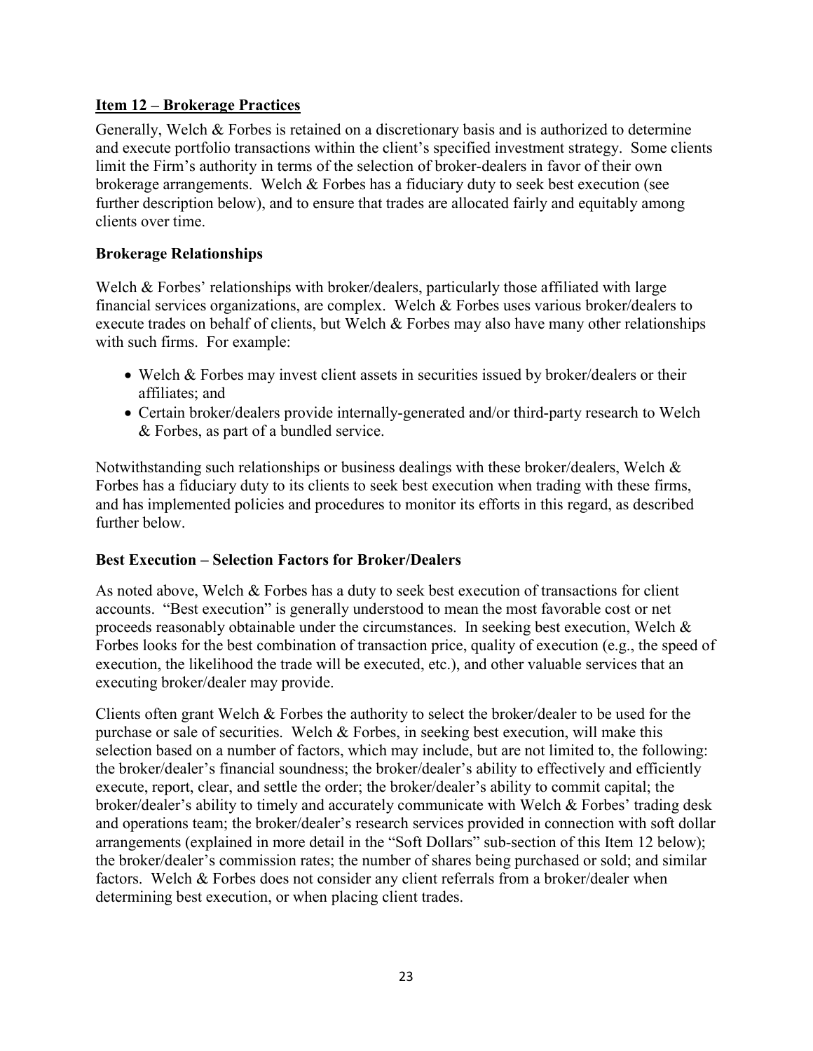## Item 12 – Brokerage Practices

Generally, Welch & Forbes is retained on a discretionary basis and is authorized to determine and execute portfolio transactions within the client's specified investment strategy. Some clients limit the Firm's authority in terms of the selection of broker-dealers in favor of their own brokerage arrangements. Welch & Forbes has a fiduciary duty to seek best execution (see further description below), and to ensure that trades are allocated fairly and equitably among clients over time.

### Brokerage Relationships

Welch & Forbes' relationships with broker/dealers, particularly those affiliated with large financial services organizations, are complex. Welch & Forbes uses various broker/dealers to execute trades on behalf of clients, but Welch & Forbes may also have many other relationships with such firms. For example:

- Welch & Forbes may invest client assets in securities issued by broker/dealers or their affiliates; and
- Certain broker/dealers provide internally-generated and/or third-party research to Welch & Forbes, as part of a bundled service.

Notwithstanding such relationships or business dealings with these broker/dealers, Welch & Forbes has a fiduciary duty to its clients to seek best execution when trading with these firms, and has implemented policies and procedures to monitor its efforts in this regard, as described further below.

### Best Execution – Selection Factors for Broker/Dealers

As noted above, Welch & Forbes has a duty to seek best execution of transactions for client accounts. "Best execution" is generally understood to mean the most favorable cost or net proceeds reasonably obtainable under the circumstances. In seeking best execution, Welch & Forbes looks for the best combination of transaction price, quality of execution (e.g., the speed of execution, the likelihood the trade will be executed, etc.), and other valuable services that an executing broker/dealer may provide.

Clients often grant Welch & Forbes the authority to select the broker/dealer to be used for the purchase or sale of securities. Welch & Forbes, in seeking best execution, will make this selection based on a number of factors, which may include, but are not limited to, the following: the broker/dealer's financial soundness; the broker/dealer's ability to effectively and efficiently execute, report, clear, and settle the order; the broker/dealer's ability to commit capital; the broker/dealer's ability to timely and accurately communicate with Welch & Forbes' trading desk and operations team; the broker/dealer's research services provided in connection with soft dollar arrangements (explained in more detail in the "Soft Dollars" sub-section of this Item 12 below); the broker/dealer's commission rates; the number of shares being purchased or sold; and similar factors. Welch & Forbes does not consider any client referrals from a broker/dealer when determining best execution, or when placing client trades.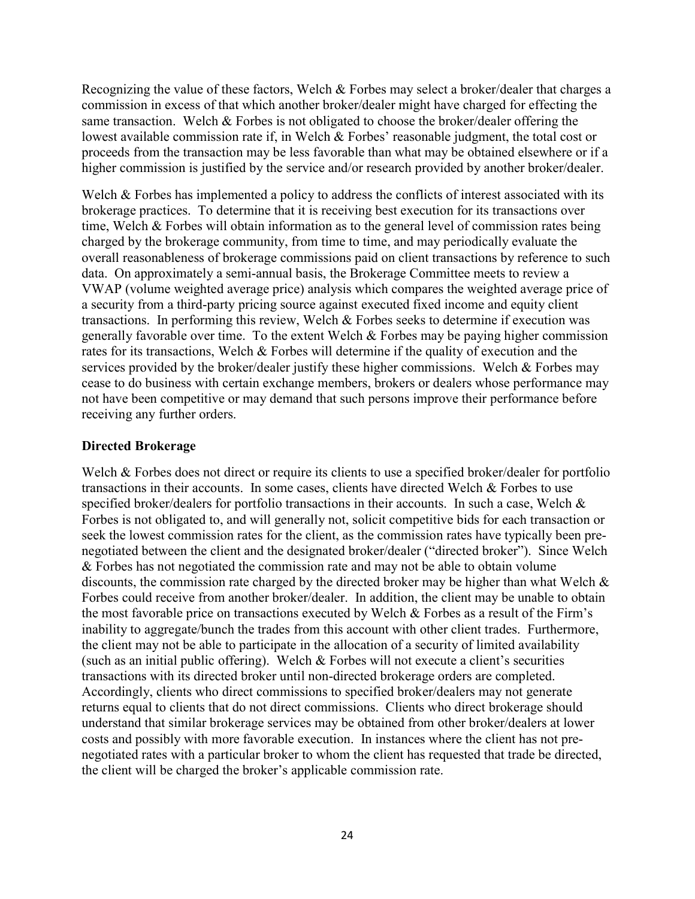Recognizing the value of these factors, Welch & Forbes may select a broker/dealer that charges a commission in excess of that which another broker/dealer might have charged for effecting the same transaction. Welch & Forbes is not obligated to choose the broker/dealer offering the lowest available commission rate if, in Welch & Forbes' reasonable judgment, the total cost or proceeds from the transaction may be less favorable than what may be obtained elsewhere or if a higher commission is justified by the service and/or research provided by another broker/dealer.

Welch & Forbes has implemented a policy to address the conflicts of interest associated with its brokerage practices. To determine that it is receiving best execution for its transactions over time, Welch & Forbes will obtain information as to the general level of commission rates being charged by the brokerage community, from time to time, and may periodically evaluate the overall reasonableness of brokerage commissions paid on client transactions by reference to such data. On approximately a semi-annual basis, the Brokerage Committee meets to review a VWAP (volume weighted average price) analysis which compares the weighted average price of a security from a third-party pricing source against executed fixed income and equity client transactions. In performing this review, Welch & Forbes seeks to determine if execution was generally favorable over time. To the extent Welch & Forbes may be paying higher commission rates for its transactions, Welch & Forbes will determine if the quality of execution and the services provided by the broker/dealer justify these higher commissions. Welch & Forbes may cease to do business with certain exchange members, brokers or dealers whose performance may not have been competitive or may demand that such persons improve their performance before receiving any further orders.

**Directed Brokerage**

Welch & Forbes does not direct or require its clients to use a specified broker/dealer for portfolio transactions in their accounts. In some cases, clients have directed Welch & Forbes to use specified broker/dealers for portfolio transactions in their accounts. In such a case, Welch & Forbes is not obligated to, and will generally not, solicit competitive bids for each transaction or seek the lowest commission rates for the client, as the commission rates have typically been pre-negotiated between the client and the designated broker/dealer ("directed broker"). Since Welch & Forbes has not negotiated the commission rate and may not be able to obtain volume discounts, the commission rate charged by the directed broker may be higher than what Welch & Forbes could receive from another broker/dealer. In addition, the client may be unable to obtain the most favorable price on transactions executed by Welch & Forbes as a result of the Firm's inability to aggregate/bunch the trades from this account with other client trades. Furthermore, the client may not be able to participate in the allocation of a security of limited availability (such as an initial public offering). Welch & Forbes will not execute a client's securities transactions with its directed broker until non-directed brokerage orders are completed. Accordingly, clients who direct commissions to specified broker/dealers may not generate returns equal to clients that do not direct commissions. Clients who direct brokerage should understand that similar brokerage services may be obtained from other broker/dealers at lower costs and possibly with more favorable execution. In instances where the client has not pre-negotiated rates with a particular broker to whom the client has requested that trade be directed, the client will be charged the broker's applicable commission rate.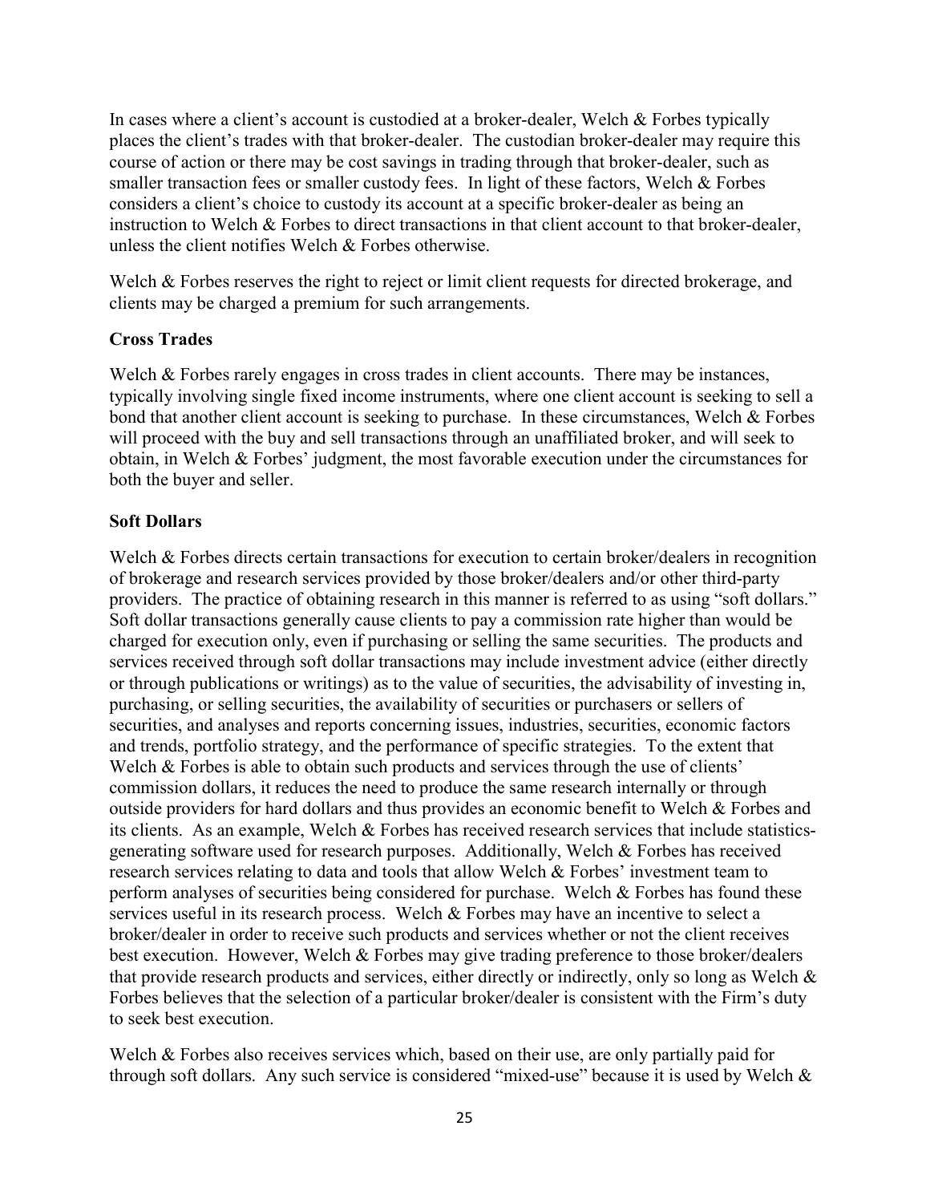In cases where a client's account is custodied at a broker-dealer, Welch & Forbes typically places the client's trades with that broker-dealer. The custodian broker-dealer may require this course of action or there may be cost savings in trading through that broker-dealer, such as smaller transaction fees or smaller custody fees. In light of these factors, Welch & Forbes considers a client's choice to custody its account at a specific broker-dealer as being an instruction to Welch & Forbes to direct transactions in that client account to that broker-dealer, unless the client notifies Welch & Forbes otherwise.

Welch & Forbes reserves the right to reject or limit client requests for directed brokerage, and clients may be charged a premium for such arrangements.

**Cross Trades**

Welch & Forbes rarely engages in cross trades in client accounts. There may be instances, typically involving single fixed income instruments, where one client account is seeking to sell a bond that another client account is seeking to purchase. In these circumstances, Welch & Forbes will proceed with the buy and sell transactions through an unaffiliated broker, and will seek to obtain, in Welch & Forbes' judgment, the most favorable execution under the circumstances for both the buyer and seller.

**Soft Dollars**

Welch & Forbes directs certain transactions for execution to certain broker/dealers in recognition of brokerage and research services provided by those broker/dealers and/or other third-party providers. The practice of obtaining research in this manner is referred to as using "soft dollars." Soft dollar transactions generally cause clients to pay a commission rate higher than would be charged for execution only, even if purchasing or selling the same securities. The products and services received through soft dollar transactions may include investment advice (either directly or through publications or writings) as to the value of securities, the advisability of investing in, purchasing, or selling securities, the availability of securities or purchasers or sellers of securities, and analyses and reports concerning issues, industries, securities, economic factors and trends, portfolio strategy, and the performance of specific strategies. To the extent that Welch & Forbes is able to obtain such products and services through the use of clients' commission dollars, it reduces the need to produce the same research internally or through outside providers for hard dollars and thus provides an economic benefit to Welch & Forbes and its clients. As an example, Welch & Forbes has received research services that include statistics-generating software used for research purposes. Additionally, Welch & Forbes has received research services relating to data and tools that allow Welch & Forbes' investment team to perform analyses of securities being considered for purchase. Welch & Forbes has found these services useful in its research process. Welch & Forbes may have an incentive to select a broker/dealer in order to receive such products and services whether or not the client receives best execution. However, Welch & Forbes may give trading preference to those broker/dealers that provide research products and services, either directly or indirectly, only so long as Welch & Forbes believes that the selection of a particular broker/dealer is consistent with the Firm's duty to seek best execution.

Welch & Forbes also receives services which, based on their use, are only partially paid for through soft dollars. Any such service is considered "mixed-use" because it is used by Welch &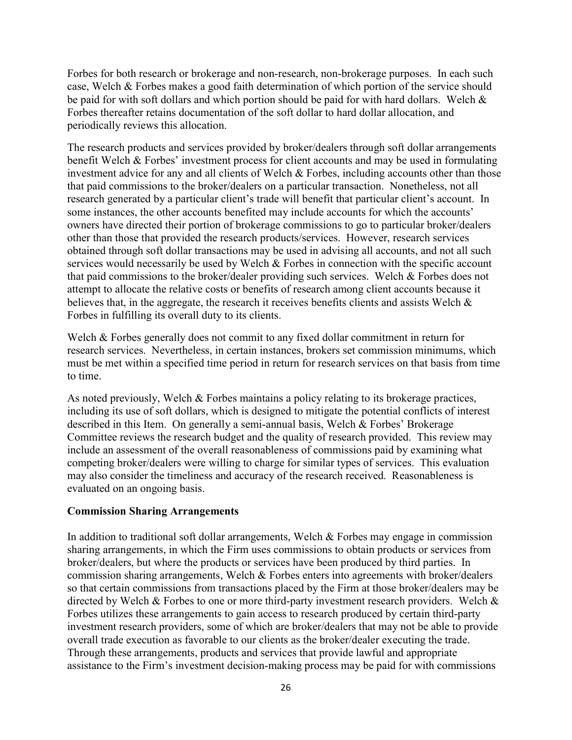Forbes for both research or brokerage and non-research, non-brokerage purposes. In each such case, Welch & Forbes makes a good faith determination of which portion of the service should be paid for with soft dollars and which portion should be paid for with hard dollars. Welch & Forbes thereafter retains documentation of the soft dollar to hard dollar allocation, and periodically reviews this allocation.

The research products and services provided by broker/dealers through soft dollar arrangements benefit Welch & Forbes' investment process for client accounts and may be used in formulating investment advice for any and all clients of Welch & Forbes, including accounts other than those that paid commissions to the broker/dealers on a particular transaction. Nonetheless, not all research generated by a particular client's trade will benefit that particular client's account. In some instances, the other accounts benefited may include accounts for which the accounts' owners have directed their portion of brokerage commissions to go to particular broker/dealers other than those that provided the research products/services. However, research services obtained through soft dollar transactions may be used in advising all accounts, and not all such services would necessarily be used by Welch & Forbes in connection with the specific account that paid commissions to the broker/dealer providing such services. Welch & Forbes does not attempt to allocate the relative costs or benefits of research among client accounts because it believes that, in the aggregate, the research it receives benefits clients and assists Welch & Forbes in fulfilling its overall duty to its clients.

Welch & Forbes generally does not commit to any fixed dollar commitment in return for research services. Nevertheless, in certain instances, brokers set commission minimums, which must be met within a specified time period in return for research services on that basis from time to time.

As noted previously, Welch & Forbes maintains a policy relating to its brokerage practices, including its use of soft dollars, which is designed to mitigate the potential conflicts of interest described in this Item. On generally a semi-annual basis, Welch & Forbes' Brokerage Committee reviews the research budget and the quality of research provided. This review may include an assessment of the overall reasonableness of commissions paid by examining what competing broker/dealers were willing to charge for similar types of services. This evaluation may also consider the timeliness and accuracy of the research received. Reasonableness is evaluated on an ongoing basis.

**Commission Sharing Arrangements**

In addition to traditional soft dollar arrangements, Welch & Forbes may engage in commission sharing arrangements, in which the Firm uses commissions to obtain products or services from broker/dealers, but where the products or services have been produced by third parties. In commission sharing arrangements, Welch & Forbes enters into agreements with broker/dealers so that certain commissions from transactions placed by the Firm at those broker/dealers may be directed by Welch & Forbes to one or more third-party investment research providers. Welch & Forbes utilizes these arrangements to gain access to research produced by certain third-party investment research providers, some of which are broker/dealers that may not be able to provide overall trade execution as favorable to our clients as the broker/dealer executing the trade. Through these arrangements, products and services that provide lawful and appropriate assistance to the Firm's investment decision-making process may be paid for with commissions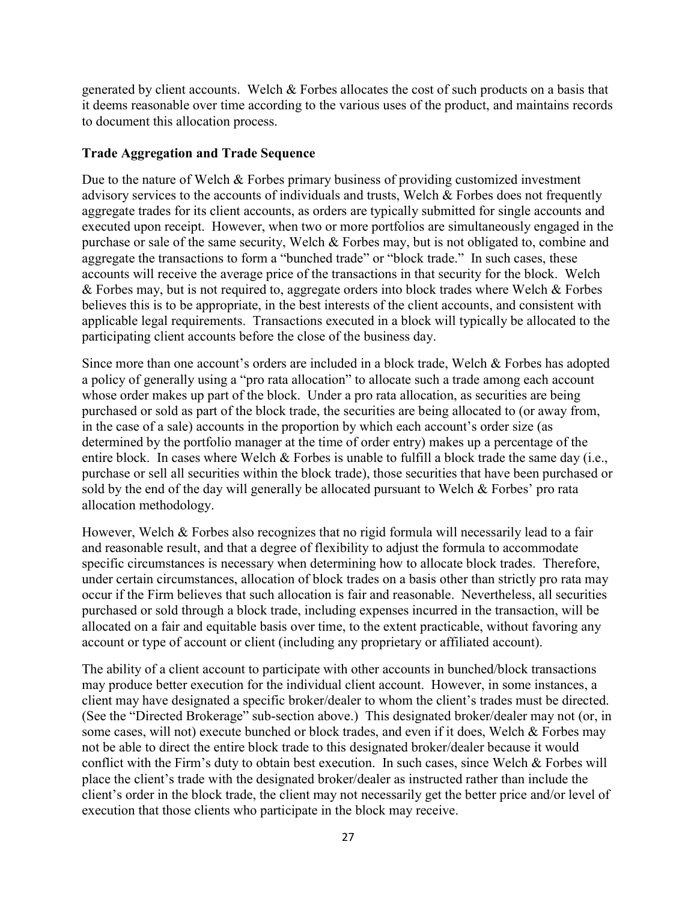generated by client accounts. Welch & Forbes allocates the cost of such products on a basis that it deems reasonable over time according to the various uses of the product, and maintains records to document this allocation process.

**Trade Aggregation and Trade Sequence**

Due to the nature of Welch & Forbes primary business of providing customized investment advisory services to the accounts of individuals and trusts, Welch & Forbes does not frequently aggregate trades for its client accounts, as orders are typically submitted for single accounts and executed upon receipt. However, when two or more portfolios are simultaneously engaged in the purchase or sale of the same security, Welch & Forbes may, but is not obligated to, combine and aggregate the transactions to form a "bunched trade" or "block trade." In such cases, these accounts will receive the average price of the transactions in that security for the block. Welch & Forbes may, but is not required to, aggregate orders into block trades where Welch & Forbes believes this is to be appropriate, in the best interests of the client accounts, and consistent with applicable legal requirements. Transactions executed in a block will typically be allocated to the participating client accounts before the close of the business day.

Since more than one account's orders are included in a block trade, Welch & Forbes has adopted a policy of generally using a "pro rata allocation" to allocate such a trade among each account whose order makes up part of the block. Under a pro rata allocation, as securities are being purchased or sold as part of the block trade, the securities are being allocated to (or away from, in the case of a sale) accounts in the proportion by which each account's order size (as determined by the portfolio manager at the time of order entry) makes up a percentage of the entire block. In cases where Welch & Forbes is unable to fulfill a block trade the same day (i.e., purchase or sell all securities within the block trade), those securities that have been purchased or sold by the end of the day will generally be allocated pursuant to Welch & Forbes' pro rata allocation methodology.

However, Welch & Forbes also recognizes that no rigid formula will necessarily lead to a fair and reasonable result, and that a degree of flexibility to adjust the formula to accommodate specific circumstances is necessary when determining how to allocate block trades. Therefore, under certain circumstances, allocation of block trades on a basis other than strictly pro rata may occur if the Firm believes that such allocation is fair and reasonable. Nevertheless, all securities purchased or sold through a block trade, including expenses incurred in the transaction, will be allocated on a fair and equitable basis over time, to the extent practicable, without favoring any account or type of account or client (including any proprietary or affiliated account).

The ability of a client account to participate with other accounts in bunched/block transactions may produce better execution for the individual client account. However, in some instances, a client may have designated a specific broker/dealer to whom the client's trades must be directed. (See the "Directed Brokerage" sub-section above.) This designated broker/dealer may not (or, in some cases, will not) execute bunched or block trades, and even if it does, Welch & Forbes may not be able to direct the entire block trade to this designated broker/dealer because it would conflict with the Firm's duty to obtain best execution. In such cases, since Welch & Forbes will place the client's trade with the designated broker/dealer as instructed rather than include the client's order in the block trade, the client may not necessarily get the better price and/or level of execution that those clients who participate in the block may receive.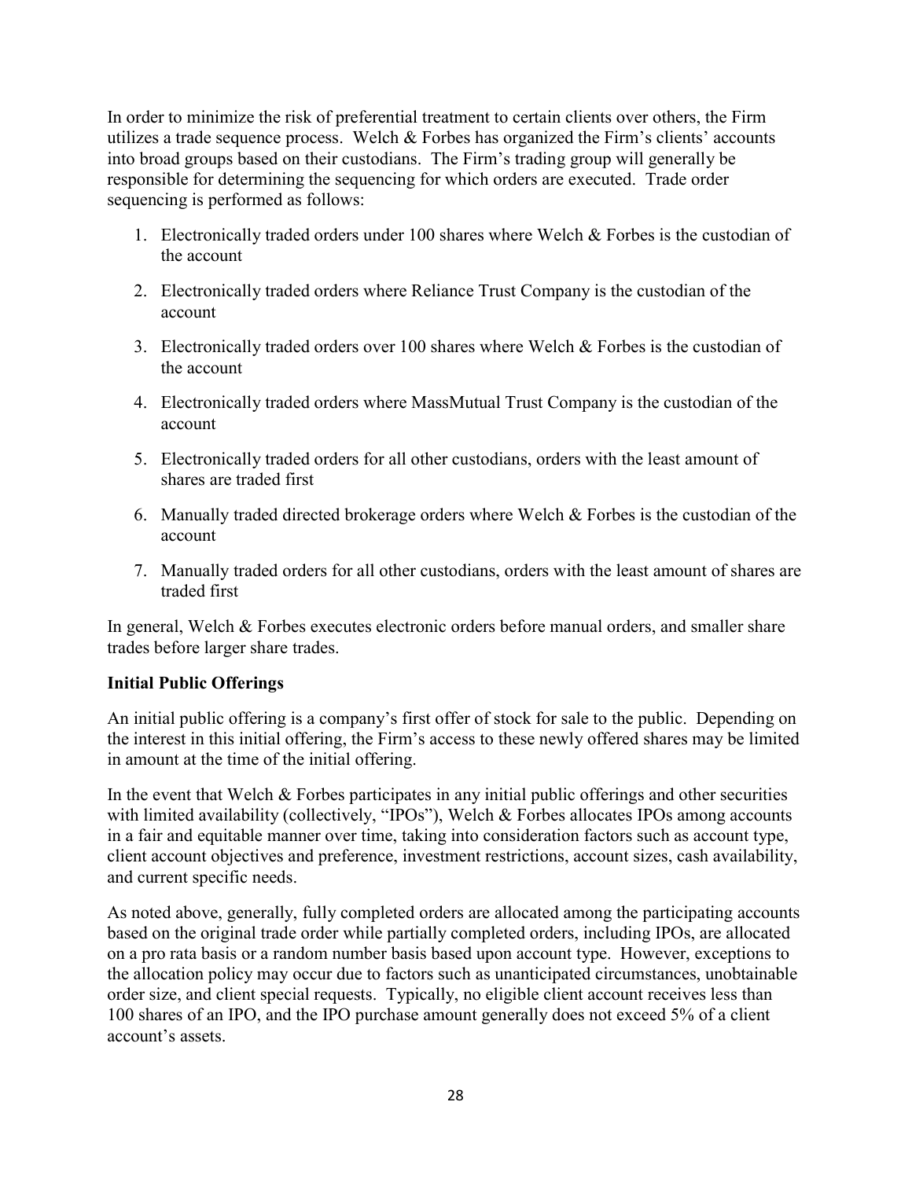In order to minimize the risk of preferential treatment to certain clients over others, the Firm utilizes a trade sequence process. Welch & Forbes has organized the Firm's clients' accounts into broad groups based on their custodians. The Firm's trading group will generally be responsible for determining the sequencing for which orders are executed. Trade order sequencing is performed as follows:

1. Electronically traded orders under 100 shares where Welch & Forbes is the custodian of the account
2. Electronically traded orders where Reliance Trust Company is the custodian of the account
3. Electronically traded orders over 100 shares where Welch & Forbes is the custodian of the account
4. Electronically traded orders where MassMutual Trust Company is the custodian of the account
5. Electronically traded orders for all other custodians, orders with the least amount of shares are traded first
6. Manually traded directed brokerage orders where Welch & Forbes is the custodian of the account
7. Manually traded orders for all other custodians, orders with the least amount of shares are traded first

In general, Welch & Forbes executes electronic orders before manual orders, and smaller share trades before larger share trades.

**Initial Public Offerings**

An initial public offering is a company's first offer of stock for sale to the public. Depending on the interest in this initial offering, the Firm's access to these newly offered shares may be limited in amount at the time of the initial offering.

In the event that Welch & Forbes participates in any initial public offerings and other securities with limited availability (collectively, "IPOs"), Welch & Forbes allocates IPOs among accounts in a fair and equitable manner over time, taking into consideration factors such as account type, client account objectives and preference, investment restrictions, account sizes, cash availability, and current specific needs.

As noted above, generally, fully completed orders are allocated among the participating accounts based on the original trade order while partially completed orders, including IPOs, are allocated on a pro rata basis or a random number basis based upon account type. However, exceptions to the allocation policy may occur due to factors such as unanticipated circumstances, unobtainable order size, and client special requests. Typically, no eligible client account receives less than 100 shares of an IPO, and the IPO purchase amount generally does not exceed 5% of a client account's assets.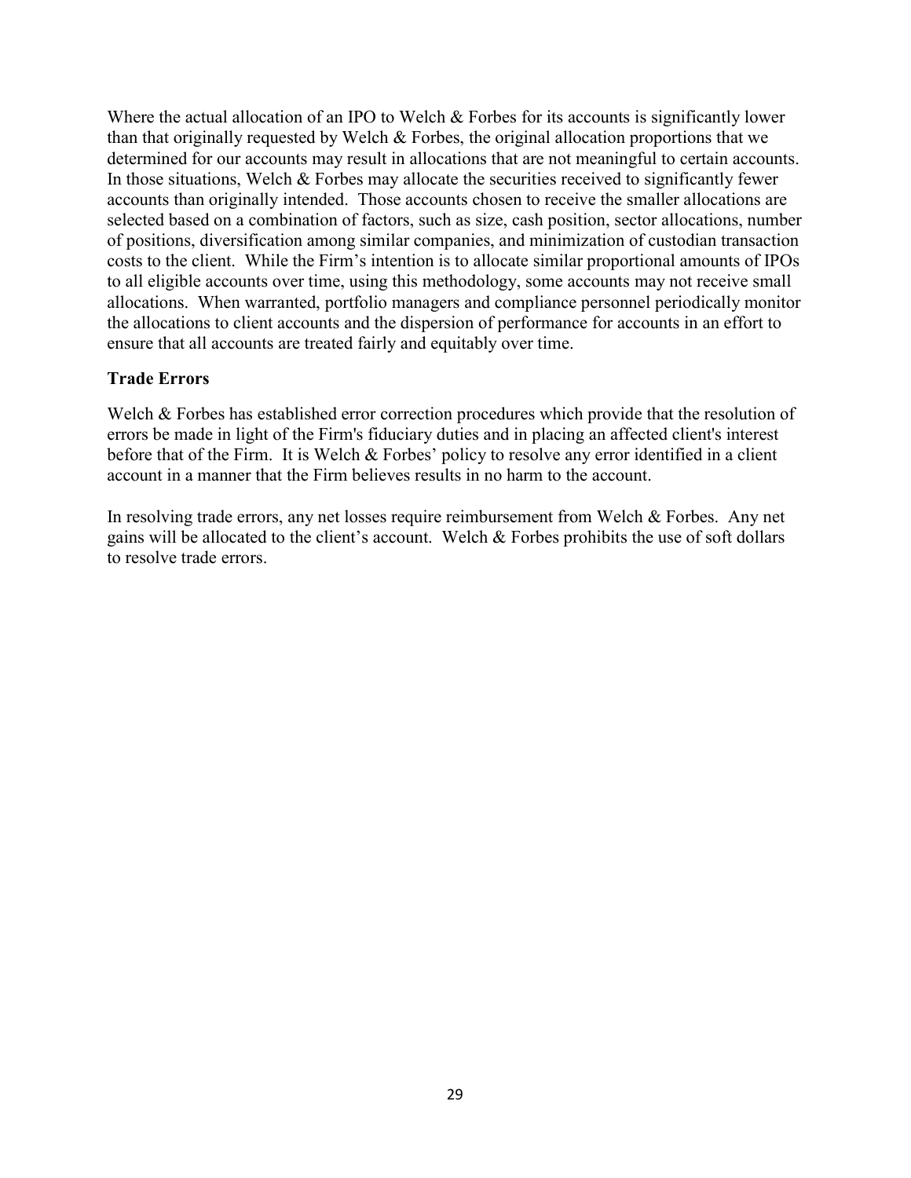Where the actual allocation of an IPO to Welch & Forbes for its accounts is significantly lower than that originally requested by Welch & Forbes, the original allocation proportions that we determined for our accounts may result in allocations that are not meaningful to certain accounts. In those situations, Welch & Forbes may allocate the securities received to significantly fewer accounts than originally intended. Those accounts chosen to receive the smaller allocations are selected based on a combination of factors, such as size, cash position, sector allocations, number of positions, diversification among similar companies, and minimization of custodian transaction costs to the client. While the Firm's intention is to allocate similar proportional amounts of IPOs to all eligible accounts over time, using this methodology, some accounts may not receive small allocations. When warranted, portfolio managers and compliance personnel periodically monitor the allocations to client accounts and the dispersion of performance for accounts in an effort to ensure that all accounts are treated fairly and equitably over time.

**Trade Errors**

Welch & Forbes has established error correction procedures which provide that the resolution of errors be made in light of the Firm's fiduciary duties and in placing an affected client's interest before that of the Firm. It is Welch & Forbes' policy to resolve any error identified in a client account in a manner that the Firm believes results in no harm to the account.

In resolving trade errors, any net losses require reimbursement from Welch & Forbes. Any net gains will be allocated to the client's account. Welch & Forbes prohibits the use of soft dollars to resolve trade errors.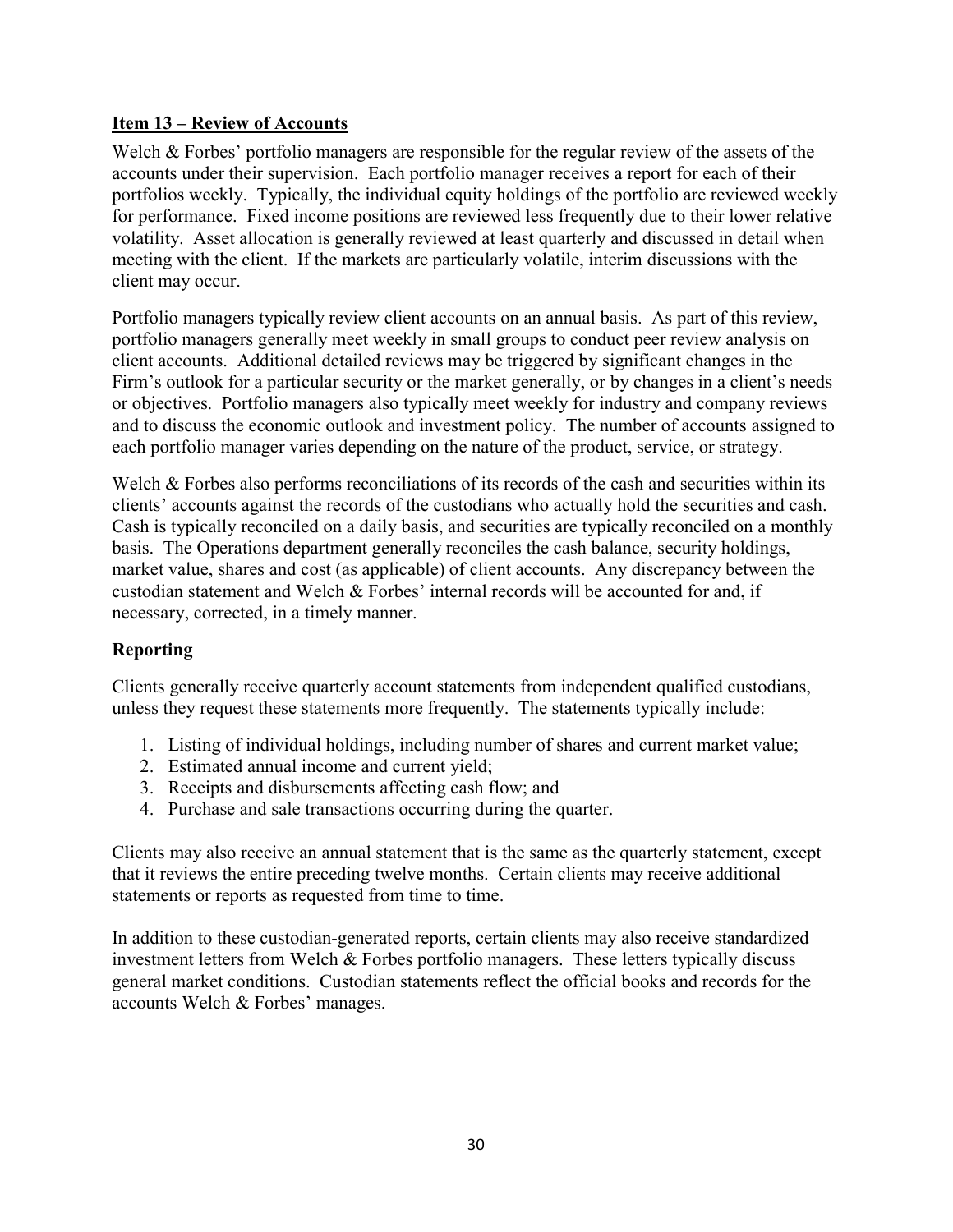## Item 13 – Review of Accounts

Welch & Forbes' portfolio managers are responsible for the regular review of the assets of the accounts under their supervision. Each portfolio manager receives a report for each of their portfolios weekly. Typically, the individual equity holdings of the portfolio are reviewed weekly for performance. Fixed income positions are reviewed less frequently due to their lower relative volatility. Asset allocation is generally reviewed at least quarterly and discussed in detail when meeting with the client. If the markets are particularly volatile, interim discussions with the client may occur.

Portfolio managers typically review client accounts on an annual basis. As part of this review, portfolio managers generally meet weekly in small groups to conduct peer review analysis on client accounts. Additional detailed reviews may be triggered by significant changes in the Firm's outlook for a particular security or the market generally, or by changes in a client's needs or objectives. Portfolio managers also typically meet weekly for industry and company reviews and to discuss the economic outlook and investment policy. The number of accounts assigned to each portfolio manager varies depending on the nature of the product, service, or strategy.

Welch & Forbes also performs reconciliations of its records of the cash and securities within its clients' accounts against the records of the custodians who actually hold the securities and cash. Cash is typically reconciled on a daily basis, and securities are typically reconciled on a monthly basis. The Operations department generally reconciles the cash balance, security holdings, market value, shares and cost (as applicable) of client accounts. Any discrepancy between the custodian statement and Welch & Forbes' internal records will be accounted for and, if necessary, corrected, in a timely manner.

### Reporting

Clients generally receive quarterly account statements from independent qualified custodians, unless they request these statements more frequently. The statements typically include:

1. Listing of individual holdings, including number of shares and current market value;
2. Estimated annual income and current yield;
3. Receipts and disbursements affecting cash flow; and
4. Purchase and sale transactions occurring during the quarter.

Clients may also receive an annual statement that is the same as the quarterly statement, except that it reviews the entire preceding twelve months. Certain clients may receive additional statements or reports as requested from time to time.

In addition to these custodian-generated reports, certain clients may also receive standardized investment letters from Welch & Forbes portfolio managers. These letters typically discuss general market conditions. Custodian statements reflect the official books and records for the accounts Welch & Forbes' manages.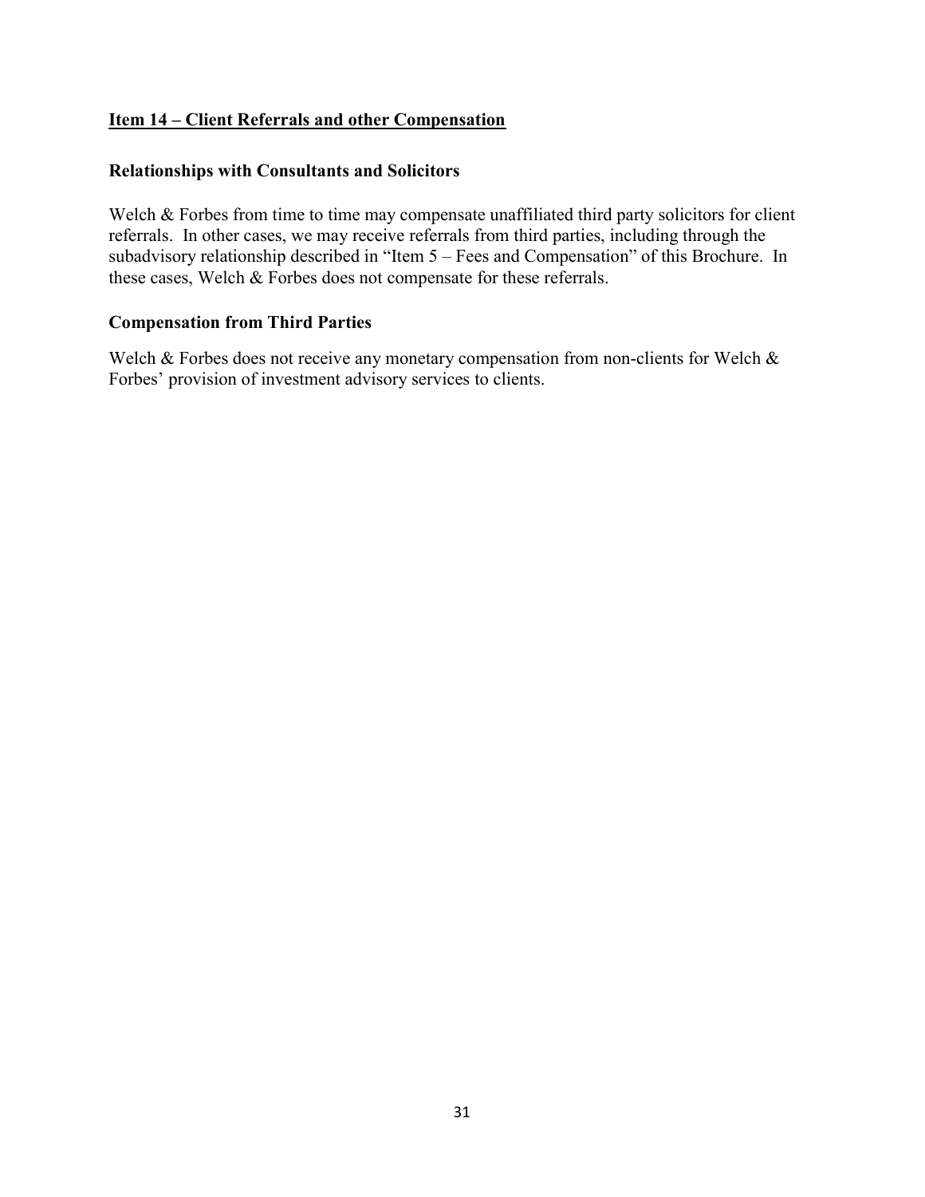## Item 14 – Client Referrals and other Compensation

### Relationships with Consultants and Solicitors

Welch & Forbes from time to time may compensate unaffiliated third party solicitors for client referrals. In other cases, we may receive referrals from third parties, including through the subadvisory relationship described in "Item 5 – Fees and Compensation" of this Brochure. In these cases, Welch & Forbes does not compensate for these referrals.

### Compensation from Third Parties

Welch & Forbes does not receive any monetary compensation from non-clients for Welch & Forbes' provision of investment advisory services to clients.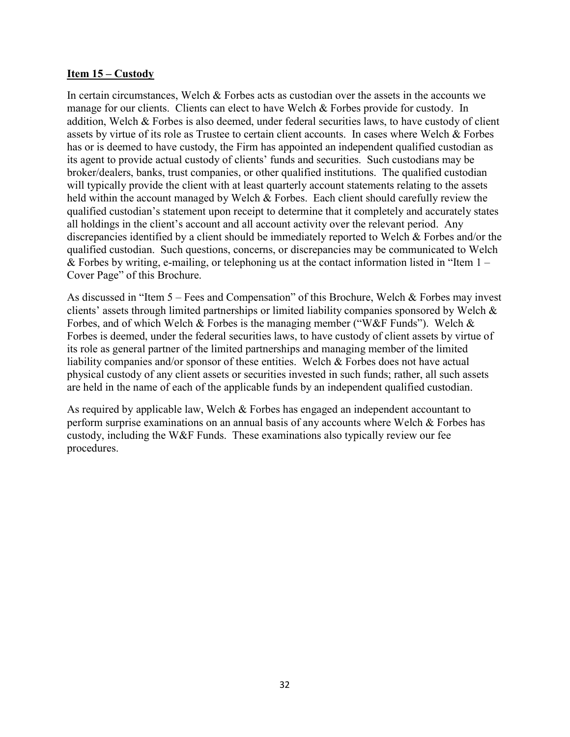## Item 15 – Custody

In certain circumstances, Welch & Forbes acts as custodian over the assets in the accounts we manage for our clients. Clients can elect to have Welch & Forbes provide for custody. In addition, Welch & Forbes is also deemed, under federal securities laws, to have custody of client assets by virtue of its role as Trustee to certain client accounts. In cases where Welch & Forbes has or is deemed to have custody, the Firm has appointed an independent qualified custodian as its agent to provide actual custody of clients' funds and securities. Such custodians may be broker/dealers, banks, trust companies, or other qualified institutions. The qualified custodian will typically provide the client with at least quarterly account statements relating to the assets held within the account managed by Welch & Forbes. Each client should carefully review the qualified custodian's statement upon receipt to determine that it completely and accurately states all holdings in the client's account and all account activity over the relevant period. Any discrepancies identified by a client should be immediately reported to Welch & Forbes and/or the qualified custodian. Such questions, concerns, or discrepancies may be communicated to Welch & Forbes by writing, e-mailing, or telephoning us at the contact information listed in "Item 1 – Cover Page" of this Brochure.

As discussed in "Item 5 – Fees and Compensation" of this Brochure, Welch & Forbes may invest clients' assets through limited partnerships or limited liability companies sponsored by Welch & Forbes, and of which Welch & Forbes is the managing member ("W&F Funds"). Welch & Forbes is deemed, under the federal securities laws, to have custody of client assets by virtue of its role as general partner of the limited partnerships and managing member of the limited liability companies and/or sponsor of these entities. Welch & Forbes does not have actual physical custody of any client assets or securities invested in such funds; rather, all such assets are held in the name of each of the applicable funds by an independent qualified custodian.

As required by applicable law, Welch & Forbes has engaged an independent accountant to perform surprise examinations on an annual basis of any accounts where Welch & Forbes has custody, including the W&F Funds. These examinations also typically review our fee procedures.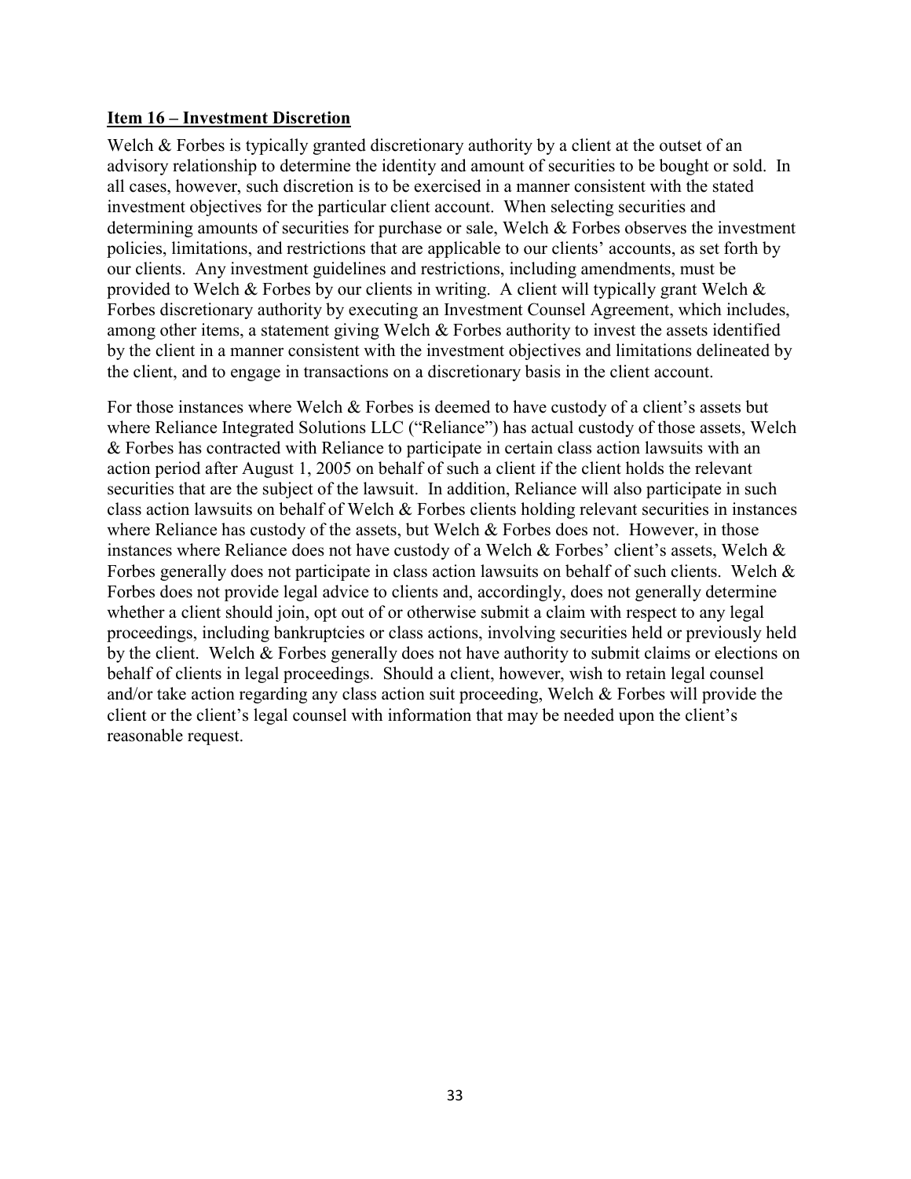## Item 16 – Investment Discretion

Welch & Forbes is typically granted discretionary authority by a client at the outset of an advisory relationship to determine the identity and amount of securities to be bought or sold. In all cases, however, such discretion is to be exercised in a manner consistent with the stated investment objectives for the particular client account. When selecting securities and determining amounts of securities for purchase or sale, Welch & Forbes observes the investment policies, limitations, and restrictions that are applicable to our clients' accounts, as set forth by our clients. Any investment guidelines and restrictions, including amendments, must be provided to Welch & Forbes by our clients in writing. A client will typically grant Welch & Forbes discretionary authority by executing an Investment Counsel Agreement, which includes, among other items, a statement giving Welch & Forbes authority to invest the assets identified by the client in a manner consistent with the investment objectives and limitations delineated by the client, and to engage in transactions on a discretionary basis in the client account.

For those instances where Welch & Forbes is deemed to have custody of a client's assets but where Reliance Integrated Solutions LLC ("Reliance") has actual custody of those assets, Welch & Forbes has contracted with Reliance to participate in certain class action lawsuits with an action period after August 1, 2005 on behalf of such a client if the client holds the relevant securities that are the subject of the lawsuit. In addition, Reliance will also participate in such class action lawsuits on behalf of Welch & Forbes clients holding relevant securities in instances where Reliance has custody of the assets, but Welch & Forbes does not. However, in those instances where Reliance does not have custody of a Welch & Forbes' client's assets, Welch & Forbes generally does not participate in class action lawsuits on behalf of such clients. Welch & Forbes does not provide legal advice to clients and, accordingly, does not generally determine whether a client should join, opt out of or otherwise submit a claim with respect to any legal proceedings, including bankruptcies or class actions, involving securities held or previously held by the client. Welch & Forbes generally does not have authority to submit claims or elections on behalf of clients in legal proceedings. Should a client, however, wish to retain legal counsel and/or take action regarding any class action suit proceeding, Welch & Forbes will provide the client or the client's legal counsel with information that may be needed upon the client's reasonable request.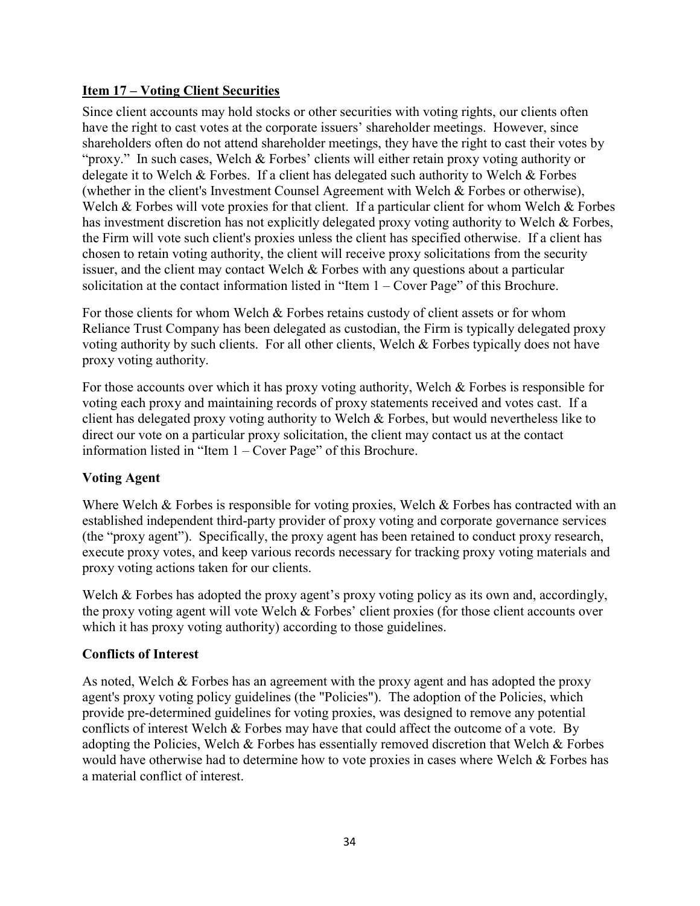## Item 17 – Voting Client Securities

Since client accounts may hold stocks or other securities with voting rights, our clients often have the right to cast votes at the corporate issuers' shareholder meetings. However, since shareholders often do not attend shareholder meetings, they have the right to cast their votes by "proxy." In such cases, Welch & Forbes' clients will either retain proxy voting authority or delegate it to Welch & Forbes. If a client has delegated such authority to Welch & Forbes (whether in the client's Investment Counsel Agreement with Welch & Forbes or otherwise), Welch & Forbes will vote proxies for that client. If a particular client for whom Welch & Forbes has investment discretion has not explicitly delegated proxy voting authority to Welch & Forbes, the Firm will vote such client's proxies unless the client has specified otherwise. If a client has chosen to retain voting authority, the client will receive proxy solicitations from the security issuer, and the client may contact Welch & Forbes with any questions about a particular solicitation at the contact information listed in "Item 1 – Cover Page" of this Brochure.

For those clients for whom Welch & Forbes retains custody of client assets or for whom Reliance Trust Company has been delegated as custodian, the Firm is typically delegated proxy voting authority by such clients. For all other clients, Welch & Forbes typically does not have proxy voting authority.

For those accounts over which it has proxy voting authority, Welch & Forbes is responsible for voting each proxy and maintaining records of proxy statements received and votes cast. If a client has delegated proxy voting authority to Welch & Forbes, but would nevertheless like to direct our vote on a particular proxy solicitation, the client may contact us at the contact information listed in "Item 1 – Cover Page" of this Brochure.

### Voting Agent

Where Welch & Forbes is responsible for voting proxies, Welch & Forbes has contracted with an established independent third-party provider of proxy voting and corporate governance services (the "proxy agent"). Specifically, the proxy agent has been retained to conduct proxy research, execute proxy votes, and keep various records necessary for tracking proxy voting materials and proxy voting actions taken for our clients.

Welch & Forbes has adopted the proxy agent's proxy voting policy as its own and, accordingly, the proxy voting agent will vote Welch & Forbes' client proxies (for those client accounts over which it has proxy voting authority) according to those guidelines.

### Conflicts of Interest

As noted, Welch & Forbes has an agreement with the proxy agent and has adopted the proxy agent's proxy voting policy guidelines (the "Policies"). The adoption of the Policies, which provide pre-determined guidelines for voting proxies, was designed to remove any potential conflicts of interest Welch & Forbes may have that could affect the outcome of a vote. By adopting the Policies, Welch & Forbes has essentially removed discretion that Welch & Forbes would have otherwise had to determine how to vote proxies in cases where Welch & Forbes has a material conflict of interest.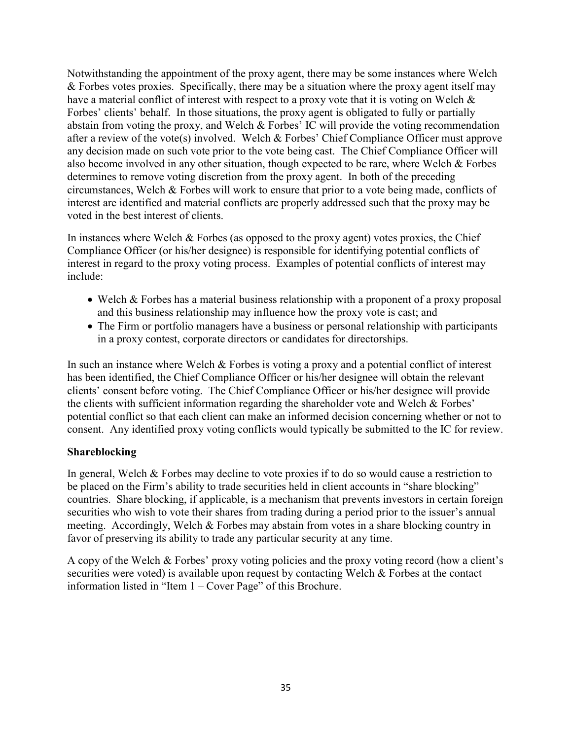Notwithstanding the appointment of the proxy agent, there may be some instances where Welch & Forbes votes proxies. Specifically, there may be a situation where the proxy agent itself may have a material conflict of interest with respect to a proxy vote that it is voting on Welch & Forbes' clients' behalf. In those situations, the proxy agent is obligated to fully or partially abstain from voting the proxy, and Welch & Forbes' IC will provide the voting recommendation after a review of the vote(s) involved. Welch & Forbes' Chief Compliance Officer must approve any decision made on such vote prior to the vote being cast. The Chief Compliance Officer will also become involved in any other situation, though expected to be rare, where Welch & Forbes determines to remove voting discretion from the proxy agent. In both of the preceding circumstances, Welch & Forbes will work to ensure that prior to a vote being made, conflicts of interest are identified and material conflicts are properly addressed such that the proxy may be voted in the best interest of clients.

In instances where Welch & Forbes (as opposed to the proxy agent) votes proxies, the Chief Compliance Officer (or his/her designee) is responsible for identifying potential conflicts of interest in regard to the proxy voting process. Examples of potential conflicts of interest may include:

- Welch & Forbes has a material business relationship with a proponent of a proxy proposal and this business relationship may influence how the proxy vote is cast; and
- The Firm or portfolio managers have a business or personal relationship with participants in a proxy contest, corporate directors or candidates for directorships.

In such an instance where Welch & Forbes is voting a proxy and a potential conflict of interest has been identified, the Chief Compliance Officer or his/her designee will obtain the relevant clients' consent before voting. The Chief Compliance Officer or his/her designee will provide the clients with sufficient information regarding the shareholder vote and Welch & Forbes' potential conflict so that each client can make an informed decision concerning whether or not to consent. Any identified proxy voting conflicts would typically be submitted to the IC for review.

**Shareblocking**

In general, Welch & Forbes may decline to vote proxies if to do so would cause a restriction to be placed on the Firm's ability to trade securities held in client accounts in "share blocking" countries. Share blocking, if applicable, is a mechanism that prevents investors in certain foreign securities who wish to vote their shares from trading during a period prior to the issuer's annual meeting. Accordingly, Welch & Forbes may abstain from votes in a share blocking country in favor of preserving its ability to trade any particular security at any time.

A copy of the Welch & Forbes' proxy voting policies and the proxy voting record (how a client's securities were voted) is available upon request by contacting Welch & Forbes at the contact information listed in "Item 1 – Cover Page" of this Brochure.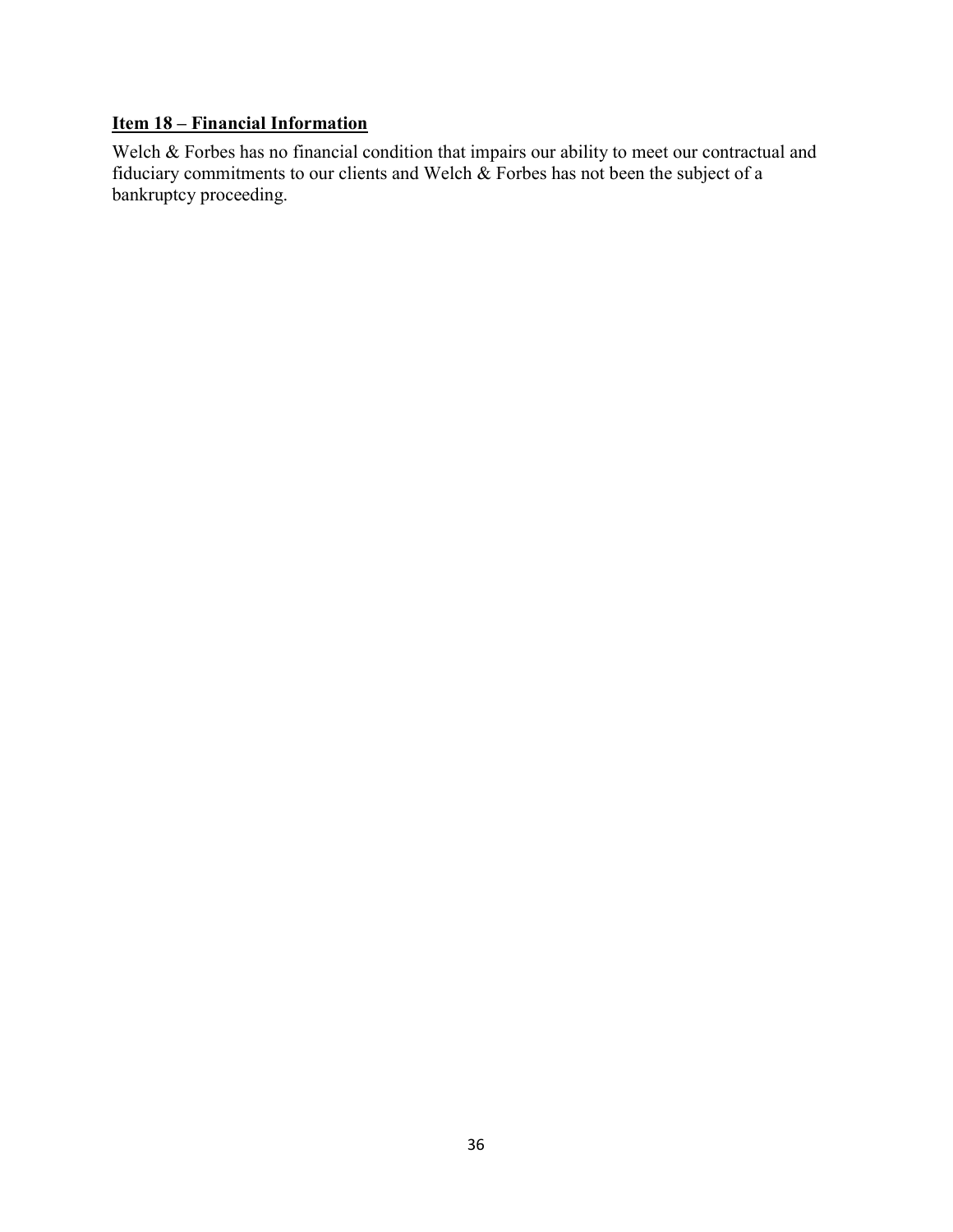## Item 18 – Financial Information

Welch & Forbes has no financial condition that impairs our ability to meet our contractual and fiduciary commitments to our clients and Welch & Forbes has not been the subject of a bankruptcy proceeding.